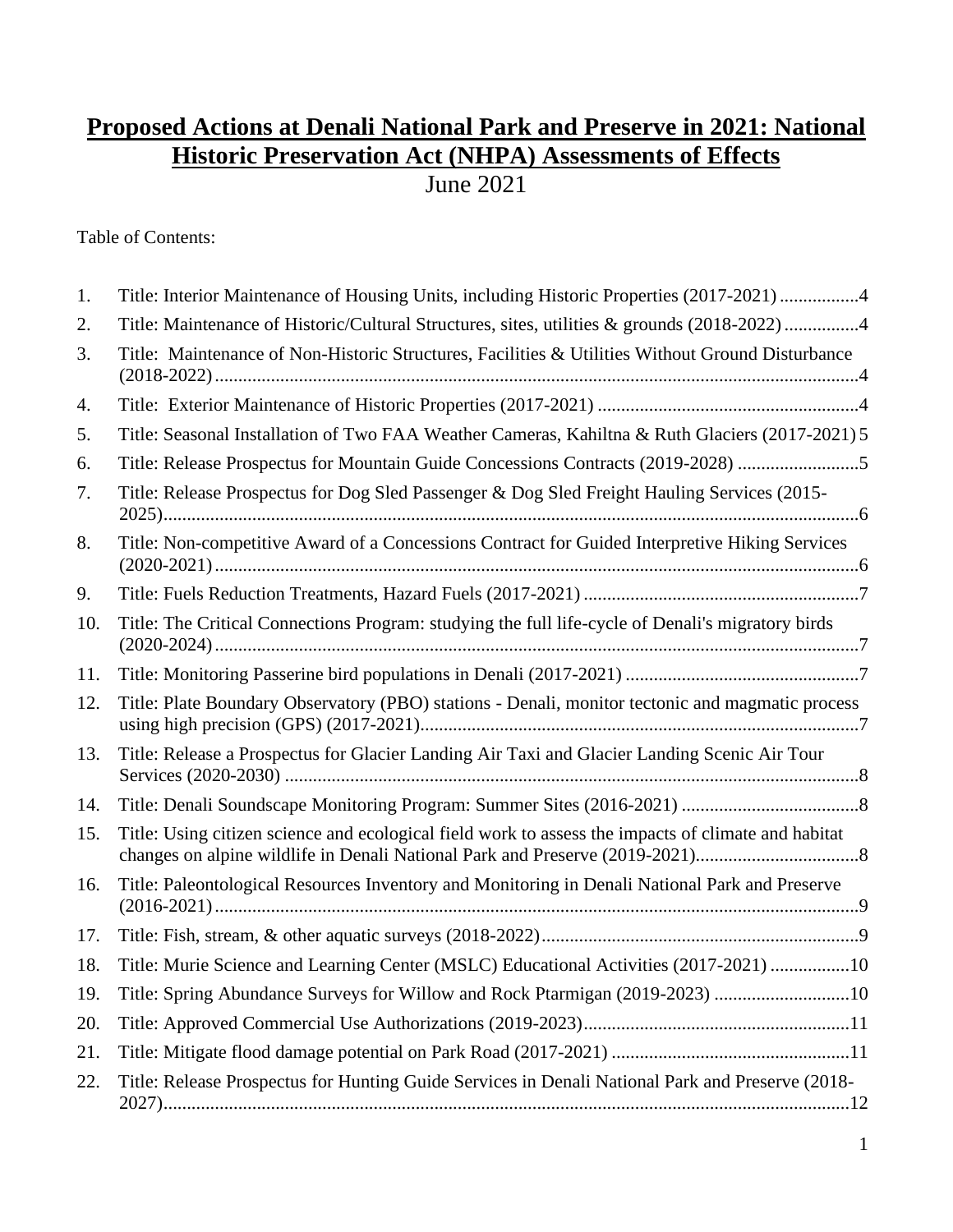# Proposed Actions at Denali National Park and Preserve in 2021: National Historic Preservation Act (NHPA) Assessments of Effects

June 2021

Table of Contents:

1. Title: Interior Maintenance of Housing Units, including Historic Properties (2017-2021) ................4
2. Title: Maintenance of Historic/Cultural Structures, sites, utilities & grounds (2018-2022) ................4
3. Title: Maintenance of Non-Historic Structures, Facilities & Utilities Without Ground Disturbance (2018-2022) ................4
4. Title: Exterior Maintenance of Historic Properties (2017-2021) ................4
5. Title: Seasonal Installation of Two FAA Weather Cameras, Kahiltna & Ruth Glaciers (2017-2021) 5
6. Title: Release Prospectus for Mountain Guide Concessions Contracts (2019-2028) ................5
7. Title: Release Prospectus for Dog Sled Passenger & Dog Sled Freight Hauling Services (2015-2025) ................6
8. Title: Non-competitive Award of a Concessions Contract for Guided Interpretive Hiking Services (2020-2021) ................6
9. Title: Fuels Reduction Treatments, Hazard Fuels (2017-2021) ................7
10. Title: The Critical Connections Program: studying the full life-cycle of Denali's migratory birds (2020-2024) ................7
11. Title: Monitoring Passerine bird populations in Denali (2017-2021) ................7
12. Title: Plate Boundary Observatory (PBO) stations - Denali, monitor tectonic and magmatic process using high precision (GPS) (2017-2021) ................7
13. Title: Release a Prospectus for Glacier Landing Air Taxi and Glacier Landing Scenic Air Tour Services (2020-2030) ................8
14. Title: Denali Soundscape Monitoring Program: Summer Sites (2016-2021) ................8
15. Title: Using citizen science and ecological field work to assess the impacts of climate and habitat changes on alpine wildlife in Denali National Park and Preserve (2019-2021) ................8
16. Title: Paleontological Resources Inventory and Monitoring in Denali National Park and Preserve (2016-2021) ................9
17. Title: Fish, stream, & other aquatic surveys (2018-2022) ................9
18. Title: Murie Science and Learning Center (MSLC) Educational Activities (2017-2021) ................10
19. Title: Spring Abundance Surveys for Willow and Rock Ptarmigan (2019-2023) ................10
20. Title: Approved Commercial Use Authorizations (2019-2023) ................11
21. Title: Mitigate flood damage potential on Park Road (2017-2021) ................11
22. Title: Release Prospectus for Hunting Guide Services in Denali National Park and Preserve (2018-2027) ................12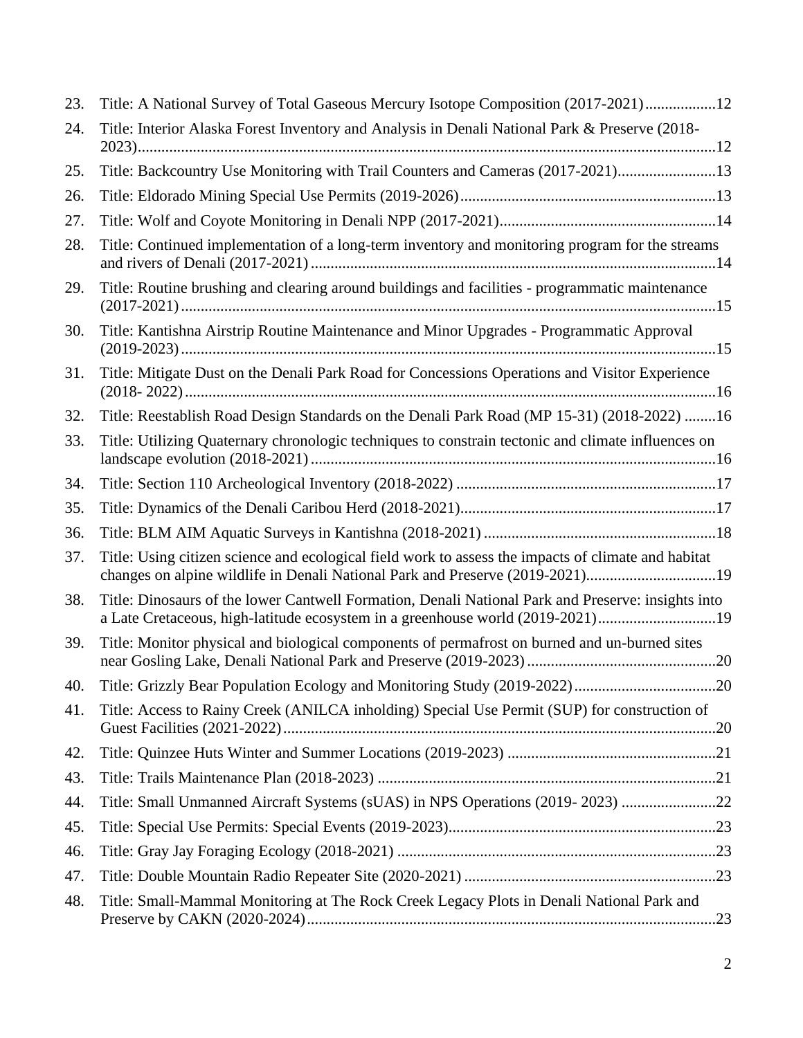23. Title: A National Survey of Total Gaseous Mercury Isotope Composition (2017-2021) .................. 12
24. Title: Interior Alaska Forest Inventory and Analysis in Denali National Park & Preserve (2018-2023) .................. 12
25. Title: Backcountry Use Monitoring with Trail Counters and Cameras (2017-2021) .................. 13
26. Title: Eldorado Mining Special Use Permits (2019-2026) .................. 13
27. Title: Wolf and Coyote Monitoring in Denali NPP (2017-2021) .................. 14
28. Title: Continued implementation of a long-term inventory and monitoring program for the streams and rivers of Denali (2017-2021) .................. 14
29. Title: Routine brushing and clearing around buildings and facilities - programmatic maintenance (2017-2021) .................. 15
30. Title: Kantishna Airstrip Routine Maintenance and Minor Upgrades - Programmatic Approval (2019-2023) .................. 15
31. Title: Mitigate Dust on the Denali Park Road for Concessions Operations and Visitor Experience (2018- 2022) .................. 16
32. Title: Reestablish Road Design Standards on the Denali Park Road (MP 15-31) (2018-2022) .................. 16
33. Title: Utilizing Quaternary chronologic techniques to constrain tectonic and climate influences on landscape evolution (2018-2021) .................. 16
34. Title: Section 110 Archeological Inventory (2018-2022) .................. 17
35. Title: Dynamics of the Denali Caribou Herd (2018-2021) .................. 17
36. Title: BLM AIM Aquatic Surveys in Kantishna (2018-2021) .................. 18
37. Title: Using citizen science and ecological field work to assess the impacts of climate and habitat changes on alpine wildlife in Denali National Park and Preserve (2019-2021) .................. 19
38. Title: Dinosaurs of the lower Cantwell Formation, Denali National Park and Preserve: insights into a Late Cretaceous, high-latitude ecosystem in a greenhouse world (2019-2021) .................. 19
39. Title: Monitor physical and biological components of permafrost on burned and un-burned sites near Gosling Lake, Denali National Park and Preserve (2019-2023) .................. 20
40. Title: Grizzly Bear Population Ecology and Monitoring Study (2019-2022) .................. 20
41. Title: Access to Rainy Creek (ANILCA inholding) Special Use Permit (SUP) for construction of Guest Facilities (2021-2022) .................. 20
42. Title: Quinzee Huts Winter and Summer Locations (2019-2023) .................. 21
43. Title: Trails Maintenance Plan (2018-2023) .................. 21
44. Title: Small Unmanned Aircraft Systems (sUAS) in NPS Operations (2019- 2023) .................. 22
45. Title: Special Use Permits: Special Events (2019-2023) .................. 23
46. Title: Gray Jay Foraging Ecology (2018-2021) .................. 23
47. Title: Double Mountain Radio Repeater Site (2020-2021) .................. 23
48. Title: Small-Mammal Monitoring at The Rock Creek Legacy Plots in Denali National Park and Preserve by CAKN (2020-2024) .................. 23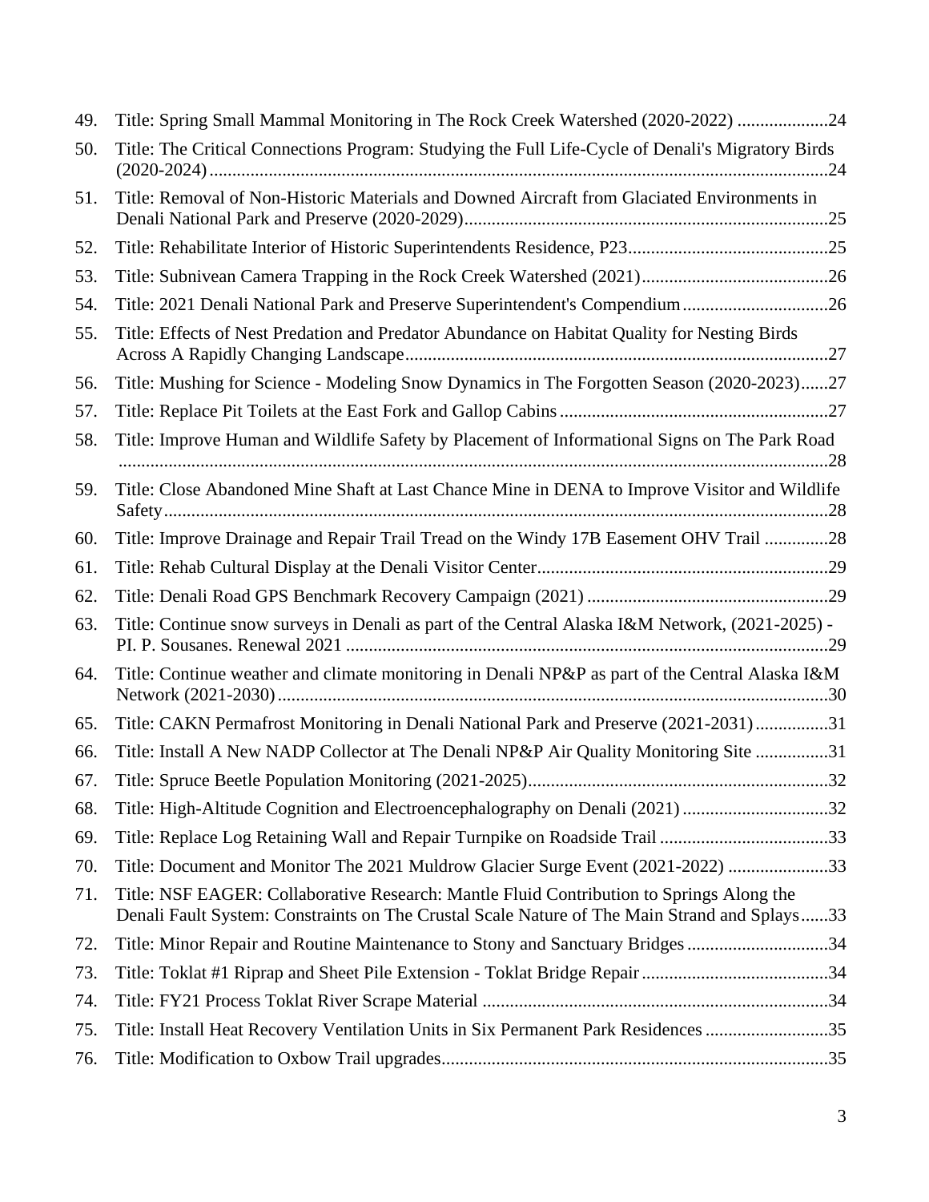49. Title: Spring Small Mammal Monitoring in The Rock Creek Watershed (2020-2022) ....................24
50. Title: The Critical Connections Program: Studying the Full Life-Cycle of Denali's Migratory Birds (2020-2024) ....................24
51. Title: Removal of Non-Historic Materials and Downed Aircraft from Glaciated Environments in Denali National Park and Preserve (2020-2029) ....................25
52. Title: Rehabilitate Interior of Historic Superintendents Residence, P23 ....................25
53. Title: Subnivean Camera Trapping in the Rock Creek Watershed (2021) ....................26
54. Title: 2021 Denali National Park and Preserve Superintendent's Compendium ....................26
55. Title: Effects of Nest Predation and Predator Abundance on Habitat Quality for Nesting Birds Across A Rapidly Changing Landscape ....................27
56. Title: Mushing for Science - Modeling Snow Dynamics in The Forgotten Season (2020-2023) ......27
57. Title: Replace Pit Toilets at the East Fork and Gallop Cabins ....................27
58. Title: Improve Human and Wildlife Safety by Placement of Informational Signs on The Park Road ....................28
59. Title: Close Abandoned Mine Shaft at Last Chance Mine in DENA to Improve Visitor and Wildlife Safety ....................28
60. Title: Improve Drainage and Repair Trail Tread on the Windy 17B Easement OHV Trail ..............28
61. Title: Rehab Cultural Display at the Denali Visitor Center ....................29
62. Title: Denali Road GPS Benchmark Recovery Campaign (2021) ....................29
63. Title: Continue snow surveys in Denali as part of the Central Alaska I&M Network, (2021-2025) - PI. P. Sousanes. Renewal 2021 ....................29
64. Title: Continue weather and climate monitoring in Denali NP&P as part of the Central Alaska I&M Network (2021-2030) ....................30
65. Title: CAKN Permafrost Monitoring in Denali National Park and Preserve (2021-2031) ................31
66. Title: Install A New NADP Collector at The Denali NP&P Air Quality Monitoring Site ................31
67. Title: Spruce Beetle Population Monitoring (2021-2025) ....................32
68. Title: High-Altitude Cognition and Electroencephalography on Denali (2021) ....................32
69. Title: Replace Log Retaining Wall and Repair Turnpike on Roadside Trail ....................33
70. Title: Document and Monitor The 2021 Muldrow Glacier Surge Event (2021-2022) ......................33
71. Title: NSF EAGER: Collaborative Research: Mantle Fluid Contribution to Springs Along the Denali Fault System: Constraints on The Crustal Scale Nature of The Main Strand and Splays ......33
72. Title: Minor Repair and Routine Maintenance to Stony and Sanctuary Bridges ....................34
73. Title: Toklat #1 Riprap and Sheet Pile Extension - Toklat Bridge Repair ....................34
74. Title: FY21 Process Toklat River Scrape Material ....................34
75. Title: Install Heat Recovery Ventilation Units in Six Permanent Park Residences ....................35
76. Title: Modification to Oxbow Trail upgrades ....................35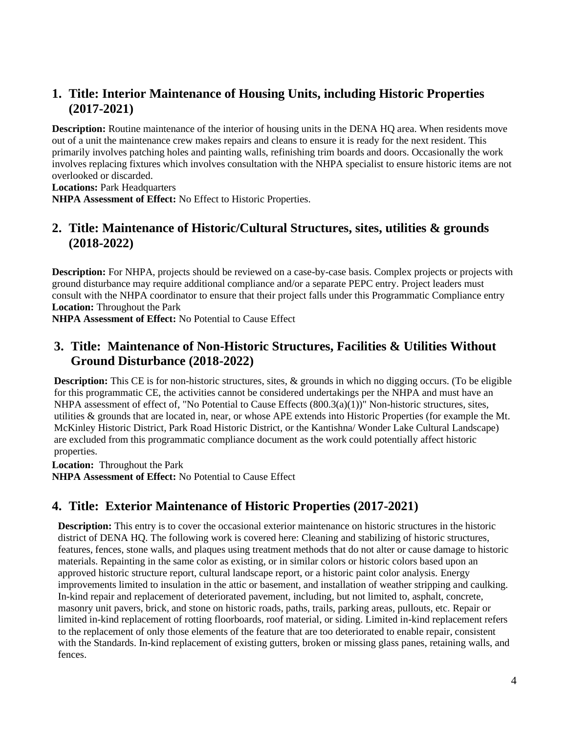## 1. Title: Interior Maintenance of Housing Units, including Historic Properties (2017-2021)

**Description:** Routine maintenance of the interior of housing units in the DENA HQ area. When residents move out of a unit the maintenance crew makes repairs and cleans to ensure it is ready for the next resident. This primarily involves patching holes and painting walls, refinishing trim boards and doors. Occasionally the work involves replacing fixtures which involves consultation with the NHPA specialist to ensure historic items are not overlooked or discarded.
**Locations:** Park Headquarters
**NHPA Assessment of Effect:** No Effect to Historic Properties.

## 2. Title: Maintenance of Historic/Cultural Structures, sites, utilities & grounds (2018-2022)

**Description:** For NHPA, projects should be reviewed on a case-by-case basis. Complex projects or projects with ground disturbance may require additional compliance and/or a separate PEPC entry. Project leaders must consult with the NHPA coordinator to ensure that their project falls under this Programmatic Compliance entry
**Location:** Throughout the Park
**NHPA Assessment of Effect:** No Potential to Cause Effect

## 3. Title: Maintenance of Non-Historic Structures, Facilities & Utilities Without Ground Disturbance (2018-2022)

**Description:** This CE is for non-historic structures, sites, & grounds in which no digging occurs. (To be eligible for this programmatic CE, the activities cannot be considered undertakings per the NHPA and must have an NHPA assessment of effect of, "No Potential to Cause Effects (800.3(a)(1))" Non-historic structures, sites, utilities & grounds that are located in, near, or whose APE extends into Historic Properties (for example the Mt. McKinley Historic District, Park Road Historic District, or the Kantishna/ Wonder Lake Cultural Landscape) are excluded from this programmatic compliance document as the work could potentially affect historic properties.
**Location:** Throughout the Park
**NHPA Assessment of Effect:** No Potential to Cause Effect

## 4. Title: Exterior Maintenance of Historic Properties (2017-2021)

**Description:** This entry is to cover the occasional exterior maintenance on historic structures in the historic district of DENA HQ. The following work is covered here: Cleaning and stabilizing of historic structures, features, fences, stone walls, and plaques using treatment methods that do not alter or cause damage to historic materials. Repainting in the same color as existing, or in similar colors or historic colors based upon an approved historic structure report, cultural landscape report, or a historic paint color analysis. Energy improvements limited to insulation in the attic or basement, and installation of weather stripping and caulking. In-kind repair and replacement of deteriorated pavement, including, but not limited to, asphalt, concrete, masonry unit pavers, brick, and stone on historic roads, paths, trails, parking areas, pullouts, etc. Repair or limited in-kind replacement of rotting floorboards, roof material, or siding. Limited in-kind replacement refers to the replacement of only those elements of the feature that are too deteriorated to enable repair, consistent with the Standards. In-kind replacement of existing gutters, broken or missing glass panes, retaining walls, and fences.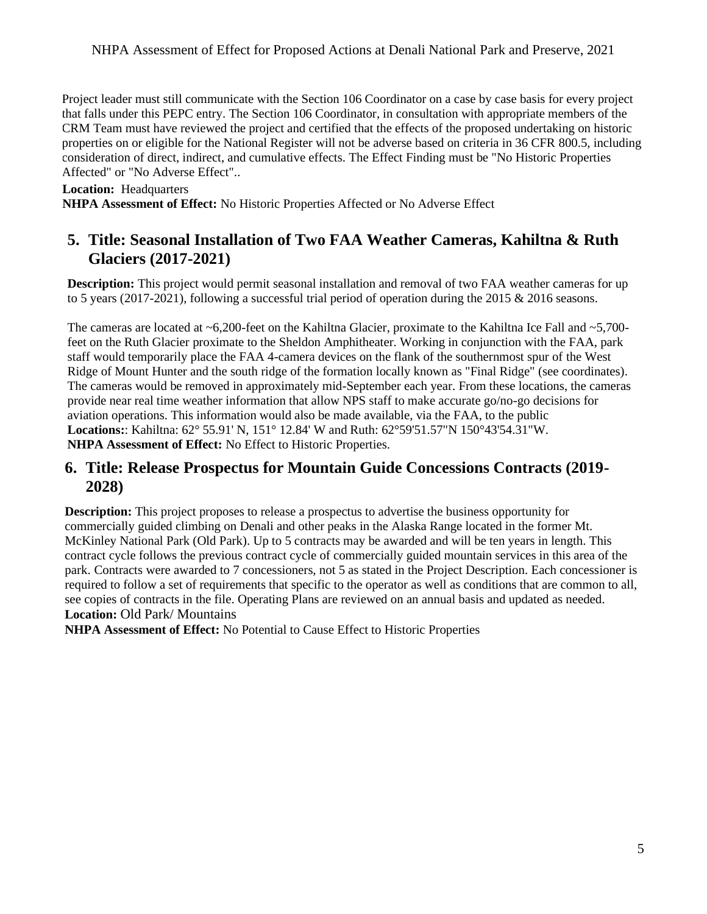Project leader must still communicate with the Section 106 Coordinator on a case by case basis for every project that falls under this PEPC entry. The Section 106 Coordinator, in consultation with appropriate members of the CRM Team must have reviewed the project and certified that the effects of the proposed undertaking on historic properties on or eligible for the National Register will not be adverse based on criteria in 36 CFR 800.5, including consideration of direct, indirect, and cumulative effects. The Effect Finding must be "No Historic Properties Affected" or "No Adverse Effect"..

**Location:** Headquarters

**NHPA Assessment of Effect:** No Historic Properties Affected or No Adverse Effect

## 5. Title: Seasonal Installation of Two FAA Weather Cameras, Kahiltna & Ruth Glaciers (2017-2021)

**Description:** This project would permit seasonal installation and removal of two FAA weather cameras for up to 5 years (2017-2021), following a successful trial period of operation during the 2015 & 2016 seasons.

The cameras are located at ~6,200-feet on the Kahiltna Glacier, proximate to the Kahiltna Ice Fall and ~5,700-feet on the Ruth Glacier proximate to the Sheldon Amphitheater. Working in conjunction with the FAA, park staff would temporarily place the FAA 4-camera devices on the flank of the southernmost spur of the West Ridge of Mount Hunter and the south ridge of the formation locally known as "Final Ridge" (see coordinates). The cameras would be removed in approximately mid-September each year. From these locations, the cameras provide near real time weather information that allow NPS staff to make accurate go/no-go decisions for aviation operations. This information would also be made available, via the FAA, to the public

**Locations:**: Kahiltna: 62° 55.91' N, 151° 12.84' W and Ruth: 62°59'51.57"N 150°43'54.31"W.

**NHPA Assessment of Effect:** No Effect to Historic Properties.

## 6. Title: Release Prospectus for Mountain Guide Concessions Contracts (2019-2028)

**Description:** This project proposes to release a prospectus to advertise the business opportunity for commercially guided climbing on Denali and other peaks in the Alaska Range located in the former Mt. McKinley National Park (Old Park). Up to 5 contracts may be awarded and will be ten years in length. This contract cycle follows the previous contract cycle of commercially guided mountain services in this area of the park. Contracts were awarded to 7 concessioners, not 5 as stated in the Project Description. Each concessioner is required to follow a set of requirements that specific to the operator as well as conditions that are common to all, see copies of contracts in the file. Operating Plans are reviewed on an annual basis and updated as needed.

**Location:** Old Park/ Mountains

**NHPA Assessment of Effect:** No Potential to Cause Effect to Historic Properties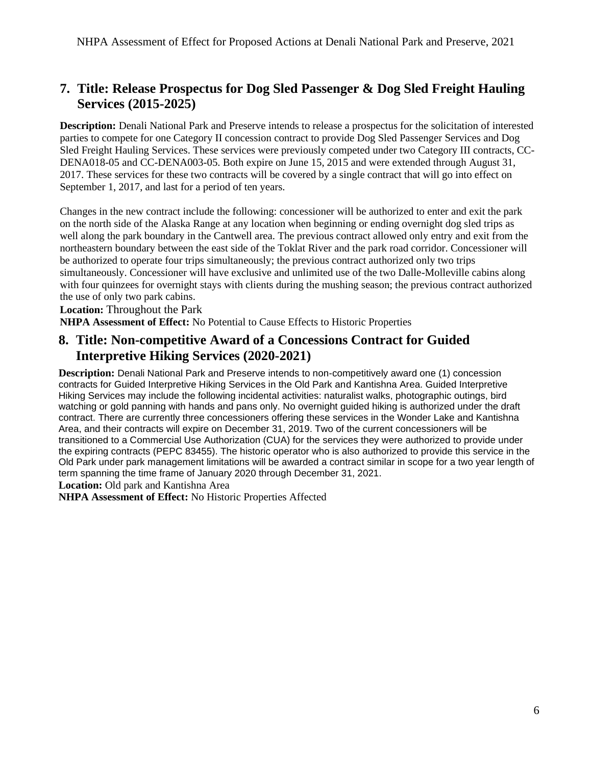## 7. Title: Release Prospectus for Dog Sled Passenger & Dog Sled Freight Hauling Services (2015-2025)

**Description:** Denali National Park and Preserve intends to release a prospectus for the solicitation of interested parties to compete for one Category II concession contract to provide Dog Sled Passenger Services and Dog Sled Freight Hauling Services. These services were previously competed under two Category III contracts, CC-DENA018-05 and CC-DENA003-05. Both expire on June 15, 2015 and were extended through August 31, 2017. These services for these two contracts will be covered by a single contract that will go into effect on September 1, 2017, and last for a period of ten years.

Changes in the new contract include the following: concessioner will be authorized to enter and exit the park on the north side of the Alaska Range at any location when beginning or ending overnight dog sled trips as well along the park boundary in the Cantwell area. The previous contract allowed only entry and exit from the northeastern boundary between the east side of the Toklat River and the park road corridor. Concessioner will be authorized to operate four trips simultaneously; the previous contract authorized only two trips simultaneously. Concessioner will have exclusive and unlimited use of the two Dalle-Molleville cabins along with four quinzees for overnight stays with clients during the mushing season; the previous contract authorized the use of only two park cabins.

**Location:** Throughout the Park

**NHPA Assessment of Effect:** No Potential to Cause Effects to Historic Properties

## 8. Title: Non-competitive Award of a Concessions Contract for Guided Interpretive Hiking Services (2020-2021)

**Description:** Denali National Park and Preserve intends to non-competitively award one (1) concession contracts for Guided Interpretive Hiking Services in the Old Park and Kantishna Area. Guided Interpretive Hiking Services may include the following incidental activities: naturalist walks, photographic outings, bird watching or gold panning with hands and pans only. No overnight guided hiking is authorized under the draft contract. There are currently three concessioners offering these services in the Wonder Lake and Kantishna Area, and their contracts will expire on December 31, 2019. Two of the current concessioners will be transitioned to a Commercial Use Authorization (CUA) for the services they were authorized to provide under the expiring contracts (PEPC 83455). The historic operator who is also authorized to provide this service in the Old Park under park management limitations will be awarded a contract similar in scope for a two year length of term spanning the time frame of January 2020 through December 31, 2021.

**Location:** Old park and Kantishna Area

**NHPA Assessment of Effect:** No Historic Properties Affected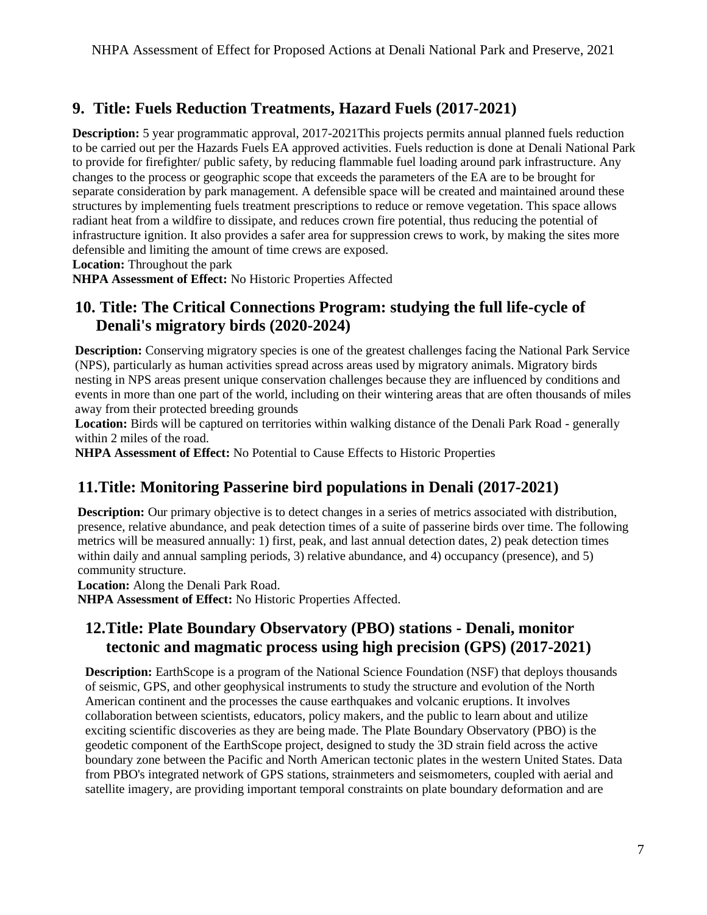## 9. Title: Fuels Reduction Treatments, Hazard Fuels (2017-2021)

**Description:** 5 year programmatic approval, 2017-2021This projects permits annual planned fuels reduction to be carried out per the Hazards Fuels EA approved activities. Fuels reduction is done at Denali National Park to provide for firefighter/ public safety, by reducing flammable fuel loading around park infrastructure. Any changes to the process or geographic scope that exceeds the parameters of the EA are to be brought for separate consideration by park management. A defensible space will be created and maintained around these structures by implementing fuels treatment prescriptions to reduce or remove vegetation. This space allows radiant heat from a wildfire to dissipate, and reduces crown fire potential, thus reducing the potential of infrastructure ignition. It also provides a safer area for suppression crews to work, by making the sites more defensible and limiting the amount of time crews are exposed.

**Location:** Throughout the park

**NHPA Assessment of Effect:** No Historic Properties Affected

## 10. Title: The Critical Connections Program: studying the full life-cycle of Denali's migratory birds (2020-2024)

**Description:** Conserving migratory species is one of the greatest challenges facing the National Park Service (NPS), particularly as human activities spread across areas used by migratory animals. Migratory birds nesting in NPS areas present unique conservation challenges because they are influenced by conditions and events in more than one part of the world, including on their wintering areas that are often thousands of miles away from their protected breeding grounds

**Location:** Birds will be captured on territories within walking distance of the Denali Park Road - generally within 2 miles of the road.

**NHPA Assessment of Effect:** No Potential to Cause Effects to Historic Properties

## 11.Title: Monitoring Passerine bird populations in Denali (2017-2021)

**Description:** Our primary objective is to detect changes in a series of metrics associated with distribution, presence, relative abundance, and peak detection times of a suite of passerine birds over time. The following metrics will be measured annually: 1) first, peak, and last annual detection dates, 2) peak detection times within daily and annual sampling periods, 3) relative abundance, and 4) occupancy (presence), and 5) community structure.

**Location:** Along the Denali Park Road.

**NHPA Assessment of Effect:** No Historic Properties Affected.

## 12.Title: Plate Boundary Observatory (PBO) stations - Denali, monitor tectonic and magmatic process using high precision (GPS) (2017-2021)

**Description:** EarthScope is a program of the National Science Foundation (NSF) that deploys thousands of seismic, GPS, and other geophysical instruments to study the structure and evolution of the North American continent and the processes the cause earthquakes and volcanic eruptions. It involves collaboration between scientists, educators, policy makers, and the public to learn about and utilize exciting scientific discoveries as they are being made. The Plate Boundary Observatory (PBO) is the geodetic component of the EarthScope project, designed to study the 3D strain field across the active boundary zone between the Pacific and North American tectonic plates in the western United States. Data from PBO's integrated network of GPS stations, strainmeters and seismometers, coupled with aerial and satellite imagery, are providing important temporal constraints on plate boundary deformation and are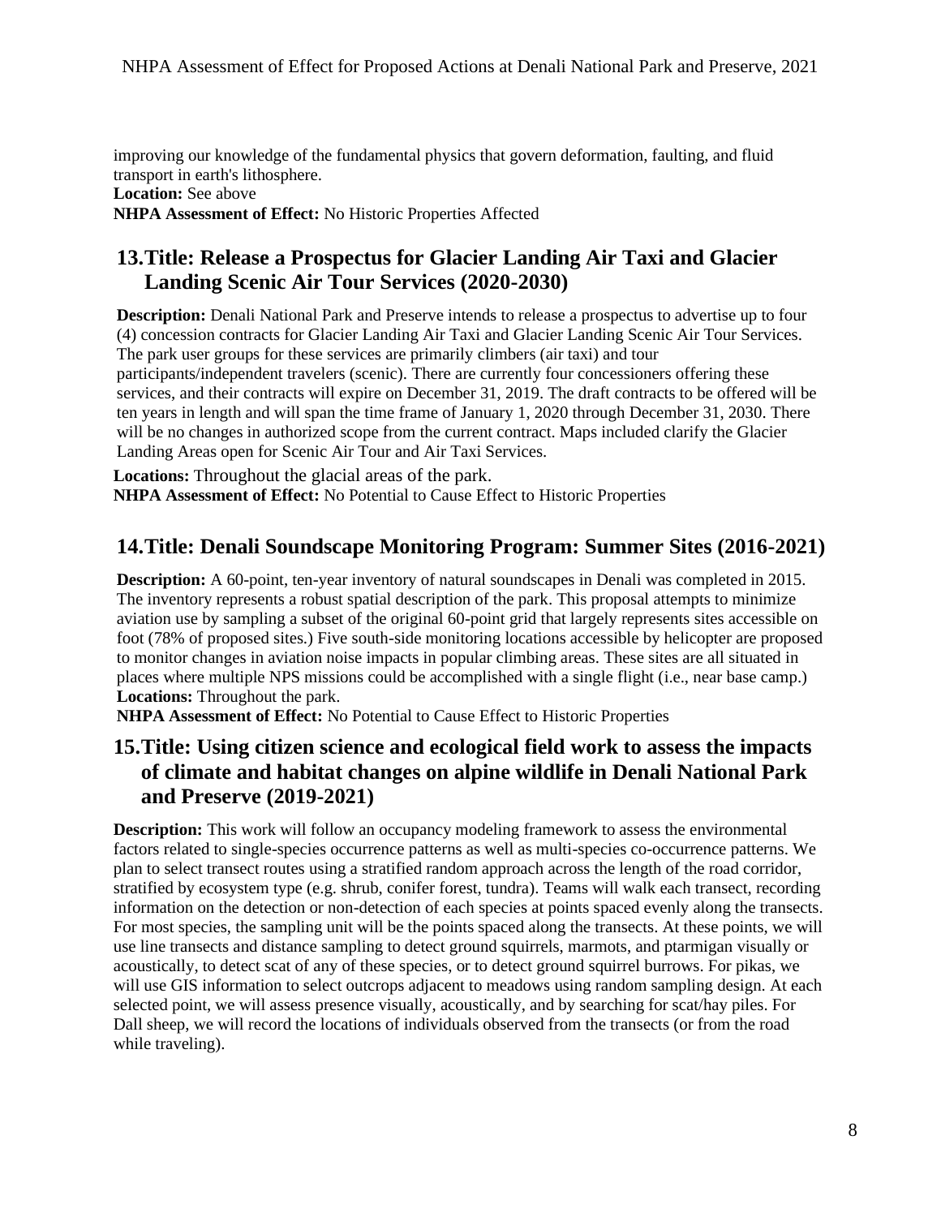improving our knowledge of the fundamental physics that govern deformation, faulting, and fluid transport in earth's lithosphere.

**Location:** See above

**NHPA Assessment of Effect:** No Historic Properties Affected

## 13. Title: Release a Prospectus for Glacier Landing Air Taxi and Glacier Landing Scenic Air Tour Services (2020-2030)

**Description:** Denali National Park and Preserve intends to release a prospectus to advertise up to four (4) concession contracts for Glacier Landing Air Taxi and Glacier Landing Scenic Air Tour Services. The park user groups for these services are primarily climbers (air taxi) and tour participants/independent travelers (scenic). There are currently four concessioners offering these services, and their contracts will expire on December 31, 2019. The draft contracts to be offered will be ten years in length and will span the time frame of January 1, 2020 through December 31, 2030. There will be no changes in authorized scope from the current contract. Maps included clarify the Glacier Landing Areas open for Scenic Air Tour and Air Taxi Services.

**Locations:** Throughout the glacial areas of the park.

**NHPA Assessment of Effect:** No Potential to Cause Effect to Historic Properties

## 14. Title: Denali Soundscape Monitoring Program: Summer Sites (2016-2021)

**Description:** A 60-point, ten-year inventory of natural soundscapes in Denali was completed in 2015. The inventory represents a robust spatial description of the park. This proposal attempts to minimize aviation use by sampling a subset of the original 60-point grid that largely represents sites accessible on foot (78% of proposed sites.) Five south-side monitoring locations accessible by helicopter are proposed to monitor changes in aviation noise impacts in popular climbing areas. These sites are all situated in places where multiple NPS missions could be accomplished with a single flight (i.e., near base camp.)

**Locations:** Throughout the park.

**NHPA Assessment of Effect:** No Potential to Cause Effect to Historic Properties

## 15. Title: Using citizen science and ecological field work to assess the impacts of climate and habitat changes on alpine wildlife in Denali National Park and Preserve (2019-2021)

**Description:** This work will follow an occupancy modeling framework to assess the environmental factors related to single-species occurrence patterns as well as multi-species co-occurrence patterns. We plan to select transect routes using a stratified random approach across the length of the road corridor, stratified by ecosystem type (e.g. shrub, conifer forest, tundra). Teams will walk each transect, recording information on the detection or non-detection of each species at points spaced evenly along the transects. For most species, the sampling unit will be the points spaced along the transects. At these points, we will use line transects and distance sampling to detect ground squirrels, marmots, and ptarmigan visually or acoustically, to detect scat of any of these species, or to detect ground squirrel burrows. For pikas, we will use GIS information to select outcrops adjacent to meadows using random sampling design. At each selected point, we will assess presence visually, acoustically, and by searching for scat/hay piles. For Dall sheep, we will record the locations of individuals observed from the transects (or from the road while traveling).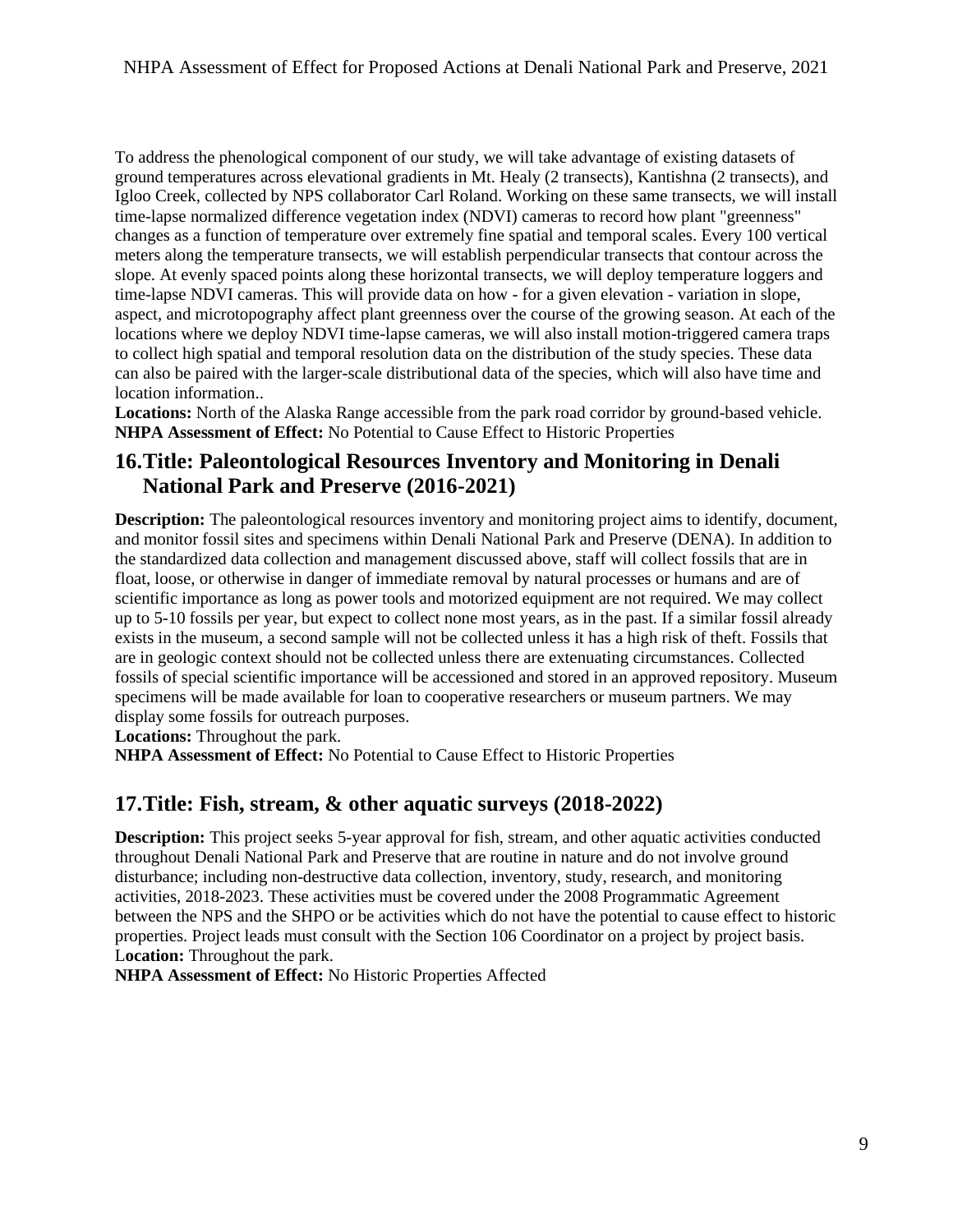To address the phenological component of our study, we will take advantage of existing datasets of ground temperatures across elevational gradients in Mt. Healy (2 transects), Kantishna (2 transects), and Igloo Creek, collected by NPS collaborator Carl Roland. Working on these same transects, we will install time-lapse normalized difference vegetation index (NDVI) cameras to record how plant "greenness" changes as a function of temperature over extremely fine spatial and temporal scales. Every 100 vertical meters along the temperature transects, we will establish perpendicular transects that contour across the slope. At evenly spaced points along these horizontal transects, we will deploy temperature loggers and time-lapse NDVI cameras. This will provide data on how - for a given elevation - variation in slope, aspect, and microtopography affect plant greenness over the course of the growing season. At each of the locations where we deploy NDVI time-lapse cameras, we will also install motion-triggered camera traps to collect high spatial and temporal resolution data on the distribution of the study species. These data can also be paired with the larger-scale distributional data of the species, which will also have time and location information..

**Locations:** North of the Alaska Range accessible from the park road corridor by ground-based vehicle.
**NHPA Assessment of Effect:** No Potential to Cause Effect to Historic Properties

## 16. Title: Paleontological Resources Inventory and Monitoring in Denali National Park and Preserve (2016-2021)

**Description:** The paleontological resources inventory and monitoring project aims to identify, document, and monitor fossil sites and specimens within Denali National Park and Preserve (DENA). In addition to the standardized data collection and management discussed above, staff will collect fossils that are in float, loose, or otherwise in danger of immediate removal by natural processes or humans and are of scientific importance as long as power tools and motorized equipment are not required. We may collect up to 5-10 fossils per year, but expect to collect none most years, as in the past. If a similar fossil already exists in the museum, a second sample will not be collected unless it has a high risk of theft. Fossils that are in geologic context should not be collected unless there are extenuating circumstances. Collected fossils of special scientific importance will be accessioned and stored in an approved repository. Museum specimens will be made available for loan to cooperative researchers or museum partners. We may display some fossils for outreach purposes.

**Locations:** Throughout the park.

**NHPA Assessment of Effect:** No Potential to Cause Effect to Historic Properties

## 17. Title: Fish, stream, & other aquatic surveys (2018-2022)

**Description:** This project seeks 5-year approval for fish, stream, and other aquatic activities conducted throughout Denali National Park and Preserve that are routine in nature and do not involve ground disturbance; including non-destructive data collection, inventory, study, research, and monitoring activities, 2018-2023. These activities must be covered under the 2008 Programmatic Agreement between the NPS and the SHPO or be activities which do not have the potential to cause effect to historic properties. Project leads must consult with the Section 106 Coordinator on a project by project basis.
**Location:** Throughout the park.
**NHPA Assessment of Effect:** No Historic Properties Affected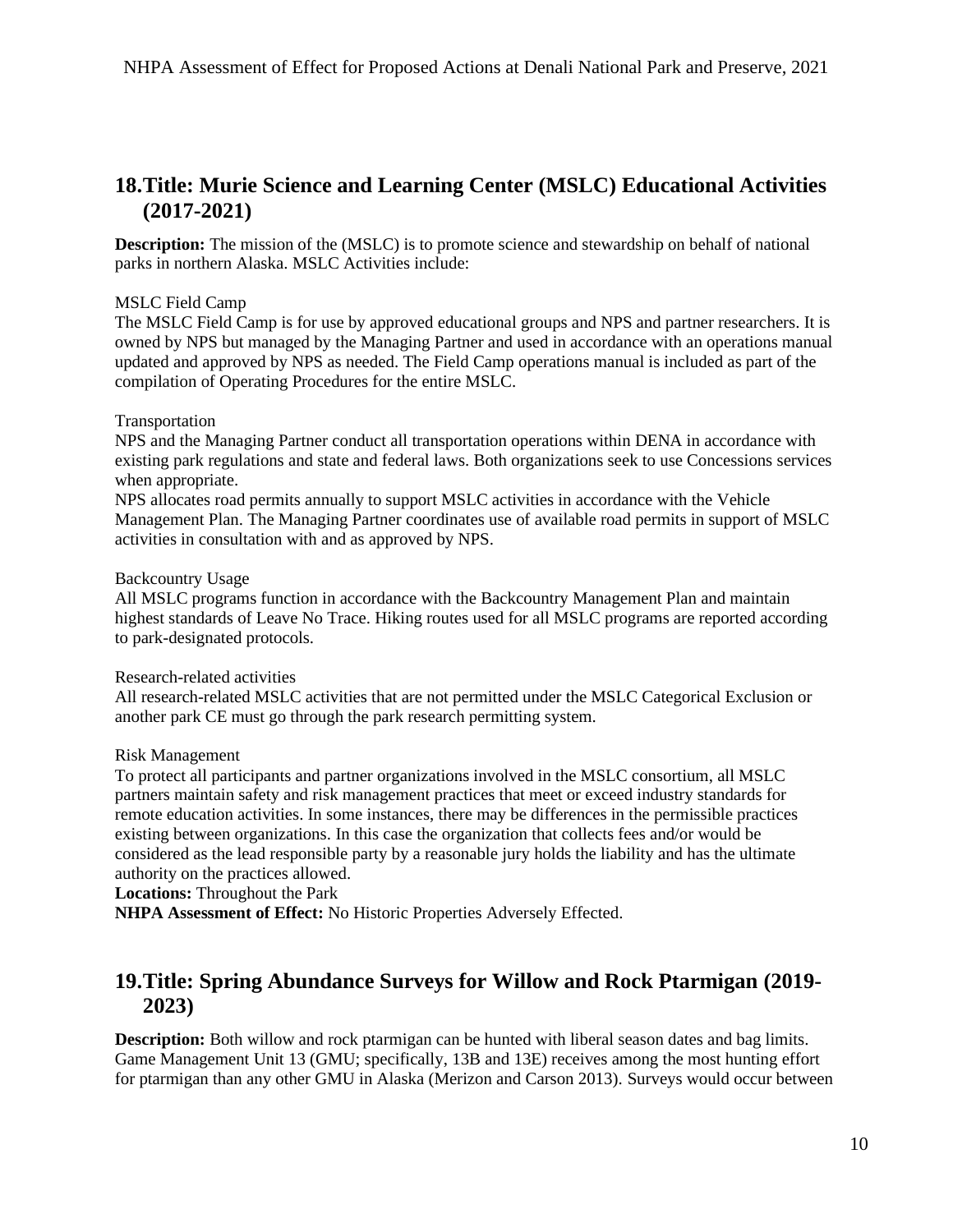## 18. Title: Murie Science and Learning Center (MSLC) Educational Activities (2017-2021)

**Description:** The mission of the (MSLC) is to promote science and stewardship on behalf of national parks in northern Alaska. MSLC Activities include:

MSLC Field Camp
The MSLC Field Camp is for use by approved educational groups and NPS and partner researchers. It is owned by NPS but managed by the Managing Partner and used in accordance with an operations manual updated and approved by NPS as needed. The Field Camp operations manual is included as part of the compilation of Operating Procedures for the entire MSLC.

Transportation
NPS and the Managing Partner conduct all transportation operations within DENA in accordance with existing park regulations and state and federal laws. Both organizations seek to use Concessions services when appropriate.
NPS allocates road permits annually to support MSLC activities in accordance with the Vehicle Management Plan. The Managing Partner coordinates use of available road permits in support of MSLC activities in consultation with and as approved by NPS.

Backcountry Usage
All MSLC programs function in accordance with the Backcountry Management Plan and maintain highest standards of Leave No Trace. Hiking routes used for all MSLC programs are reported according to park-designated protocols.

Research-related activities
All research-related MSLC activities that are not permitted under the MSLC Categorical Exclusion or another park CE must go through the park research permitting system.

Risk Management
To protect all participants and partner organizations involved in the MSLC consortium, all MSLC partners maintain safety and risk management practices that meet or exceed industry standards for remote education activities. In some instances, there may be differences in the permissible practices existing between organizations. In this case the organization that collects fees and/or would be considered as the lead responsible party by a reasonable jury holds the liability and has the ultimate authority on the practices allowed.
**Locations:** Throughout the Park
**NHPA Assessment of Effect:** No Historic Properties Adversely Effected.

## 19. Title: Spring Abundance Surveys for Willow and Rock Ptarmigan (2019-2023)

**Description:** Both willow and rock ptarmigan can be hunted with liberal season dates and bag limits. Game Management Unit 13 (GMU; specifically, 13B and 13E) receives among the most hunting effort for ptarmigan than any other GMU in Alaska (Merizon and Carson 2013). Surveys would occur between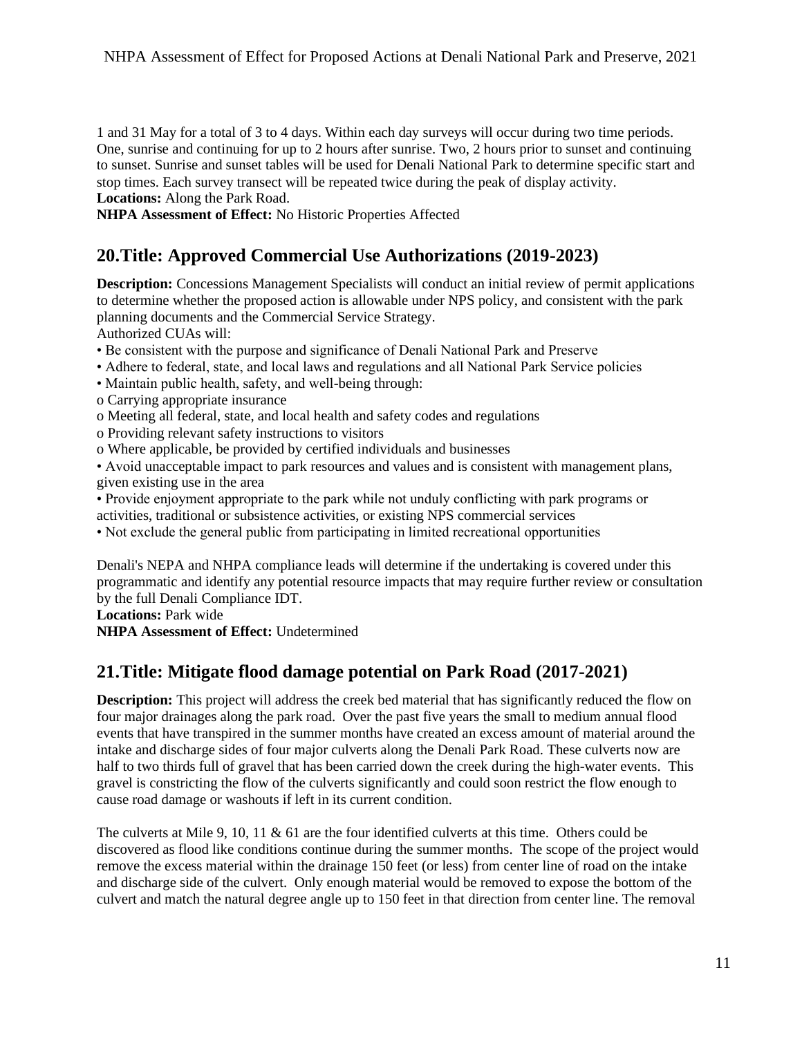1 and 31 May for a total of 3 to 4 days. Within each day surveys will occur during two time periods. One, sunrise and continuing for up to 2 hours after sunrise. Two, 2 hours prior to sunset and continuing to sunset. Sunrise and sunset tables will be used for Denali National Park to determine specific start and stop times. Each survey transect will be repeated twice during the peak of display activity.
**Locations:** Along the Park Road.
**NHPA Assessment of Effect:** No Historic Properties Affected

## 20.Title: Approved Commercial Use Authorizations (2019-2023)

**Description:** Concessions Management Specialists will conduct an initial review of permit applications to determine whether the proposed action is allowable under NPS policy, and consistent with the park planning documents and the Commercial Service Strategy.
Authorized CUAs will:

- Be consistent with the purpose and significance of Denali National Park and Preserve
- Adhere to federal, state, and local laws and regulations and all National Park Service policies
- Maintain public health, safety, and well-being through:
  - Carrying appropriate insurance
  - Meeting all federal, state, and local health and safety codes and regulations
  - Providing relevant safety instructions to visitors
  - Where applicable, be provided by certified individuals and businesses
- Avoid unacceptable impact to park resources and values and is consistent with management plans, given existing use in the area
- Provide enjoyment appropriate to the park while not unduly conflicting with park programs or activities, traditional or subsistence activities, or existing NPS commercial services
- Not exclude the general public from participating in limited recreational opportunities

Denali's NEPA and NHPA compliance leads will determine if the undertaking is covered under this programmatic and identify any potential resource impacts that may require further review or consultation by the full Denali Compliance IDT.
**Locations:** Park wide
**NHPA Assessment of Effect:** Undetermined

## 21.Title: Mitigate flood damage potential on Park Road (2017-2021)

**Description:** This project will address the creek bed material that has significantly reduced the flow on four major drainages along the park road. Over the past five years the small to medium annual flood events that have transpired in the summer months have created an excess amount of material around the intake and discharge sides of four major culverts along the Denali Park Road. These culverts now are half to two thirds full of gravel that has been carried down the creek during the high-water events. This gravel is constricting the flow of the culverts significantly and could soon restrict the flow enough to cause road damage or washouts if left in its current condition.

The culverts at Mile 9, 10, 11 & 61 are the four identified culverts at this time. Others could be discovered as flood like conditions continue during the summer months. The scope of the project would remove the excess material within the drainage 150 feet (or less) from center line of road on the intake and discharge side of the culvert. Only enough material would be removed to expose the bottom of the culvert and match the natural degree angle up to 150 feet in that direction from center line. The removal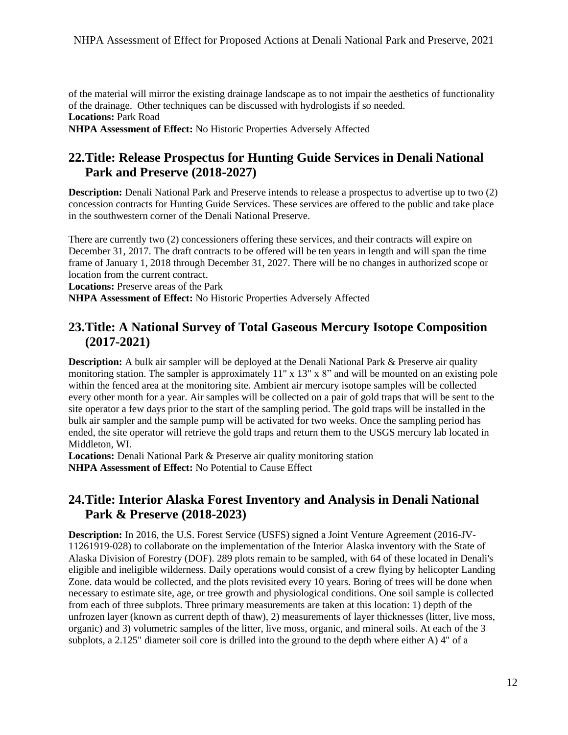of the material will mirror the existing drainage landscape as to not impair the aesthetics of functionality of the drainage.  Other techniques can be discussed with hydrologists if so needed.
**Locations:** Park Road
**NHPA Assessment of Effect:** No Historic Properties Adversely Affected

## 22.Title: Release Prospectus for Hunting Guide Services in Denali National Park and Preserve (2018-2027)

**Description:** Denali National Park and Preserve intends to release a prospectus to advertise up to two (2) concession contracts for Hunting Guide Services. These services are offered to the public and take place in the southwestern corner of the Denali National Preserve.

There are currently two (2) concessioners offering these services, and their contracts will expire on December 31, 2017. The draft contracts to be offered will be ten years in length and will span the time frame of January 1, 2018 through December 31, 2027. There will be no changes in authorized scope or location from the current contract.
**Locations:** Preserve areas of the Park
**NHPA Assessment of Effect:** No Historic Properties Adversely Affected

## 23.Title: A National Survey of Total Gaseous Mercury Isotope Composition (2017-2021)

**Description:** A bulk air sampler will be deployed at the Denali National Park & Preserve air quality monitoring station. The sampler is approximately 11" x 13" x 8" and will be mounted on an existing pole within the fenced area at the monitoring site. Ambient air mercury isotope samples will be collected every other month for a year. Air samples will be collected on a pair of gold traps that will be sent to the site operator a few days prior to the start of the sampling period. The gold traps will be installed in the bulk air sampler and the sample pump will be activated for two weeks. Once the sampling period has ended, the site operator will retrieve the gold traps and return them to the USGS mercury lab located in Middleton, WI.
**Locations:** Denali National Park & Preserve air quality monitoring station
**NHPA Assessment of Effect:** No Potential to Cause Effect

## 24.Title: Interior Alaska Forest Inventory and Analysis in Denali National Park & Preserve (2018-2023)

**Description:** In 2016, the U.S. Forest Service (USFS) signed a Joint Venture Agreement (2016-JV-11261919-028) to collaborate on the implementation of the Interior Alaska inventory with the State of Alaska Division of Forestry (DOF). 289 plots remain to be sampled, with 64 of these located in Denali's eligible and ineligible wilderness. Daily operations would consist of a crew flying by helicopter Landing Zone. data would be collected, and the plots revisited every 10 years. Boring of trees will be done when necessary to estimate site, age, or tree growth and physiological conditions. One soil sample is collected from each of three subplots. Three primary measurements are taken at this location: 1) depth of the unfrozen layer (known as current depth of thaw), 2) measurements of layer thicknesses (litter, live moss, organic) and 3) volumetric samples of the litter, live moss, organic, and mineral soils. At each of the 3 subplots, a 2.125" diameter soil core is drilled into the ground to the depth where either A) 4" of a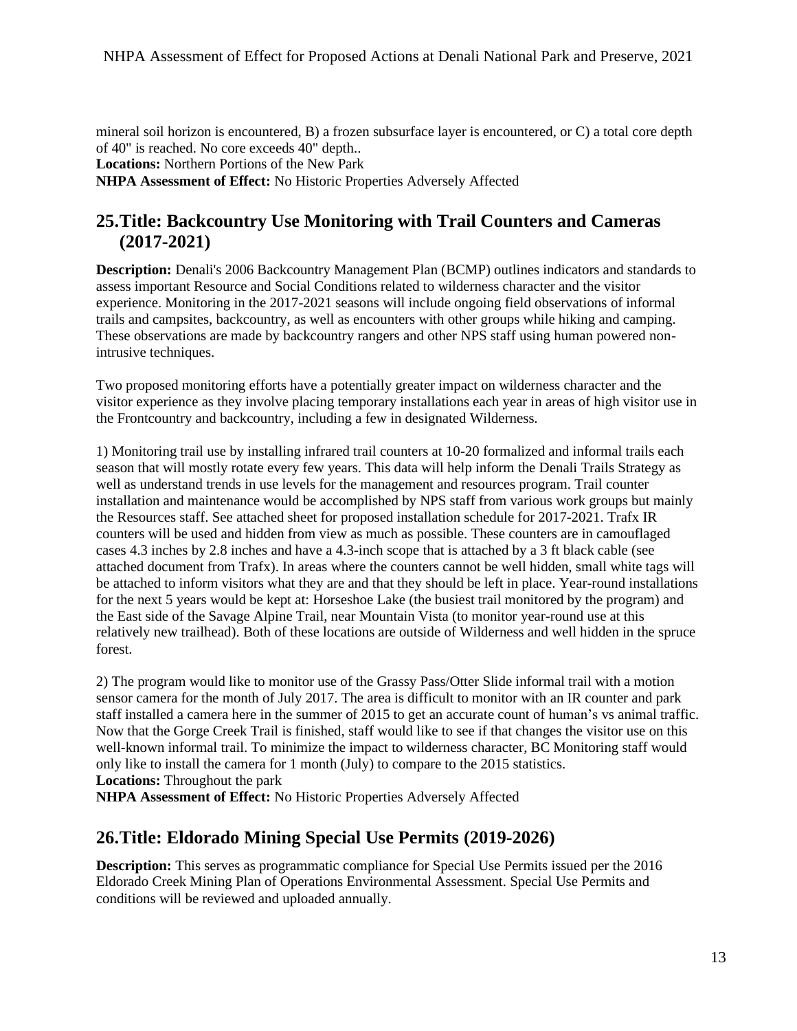mineral soil horizon is encountered, B) a frozen subsurface layer is encountered, or C) a total core depth of 40" is reached. No core exceeds 40" depth..

**Locations:** Northern Portions of the New Park

**NHPA Assessment of Effect:** No Historic Properties Adversely Affected

## 25.Title: Backcountry Use Monitoring with Trail Counters and Cameras (2017-2021)

**Description:** Denali's 2006 Backcountry Management Plan (BCMP) outlines indicators and standards to assess important Resource and Social Conditions related to wilderness character and the visitor experience. Monitoring in the 2017-2021 seasons will include ongoing field observations of informal trails and campsites, backcountry, as well as encounters with other groups while hiking and camping. These observations are made by backcountry rangers and other NPS staff using human powered non-intrusive techniques.

Two proposed monitoring efforts have a potentially greater impact on wilderness character and the visitor experience as they involve placing temporary installations each year in areas of high visitor use in the Frontcountry and backcountry, including a few in designated Wilderness.

1) Monitoring trail use by installing infrared trail counters at 10-20 formalized and informal trails each season that will mostly rotate every few years. This data will help inform the Denali Trails Strategy as well as understand trends in use levels for the management and resources program. Trail counter installation and maintenance would be accomplished by NPS staff from various work groups but mainly the Resources staff. See attached sheet for proposed installation schedule for 2017-2021. Trafx IR counters will be used and hidden from view as much as possible. These counters are in camouflaged cases 4.3 inches by 2.8 inches and have a 4.3-inch scope that is attached by a 3 ft black cable (see attached document from Trafx). In areas where the counters cannot be well hidden, small white tags will be attached to inform visitors what they are and that they should be left in place. Year-round installations for the next 5 years would be kept at: Horseshoe Lake (the busiest trail monitored by the program) and the East side of the Savage Alpine Trail, near Mountain Vista (to monitor year-round use at this relatively new trailhead). Both of these locations are outside of Wilderness and well hidden in the spruce forest.

2) The program would like to monitor use of the Grassy Pass/Otter Slide informal trail with a motion sensor camera for the month of July 2017. The area is difficult to monitor with an IR counter and park staff installed a camera here in the summer of 2015 to get an accurate count of human's vs animal traffic. Now that the Gorge Creek Trail is finished, staff would like to see if that changes the visitor use on this well-known informal trail. To minimize the impact to wilderness character, BC Monitoring staff would only like to install the camera for 1 month (July) to compare to the 2015 statistics.

**Locations:** Throughout the park

**NHPA Assessment of Effect:** No Historic Properties Adversely Affected

## 26.Title: Eldorado Mining Special Use Permits (2019-2026)

**Description:** This serves as programmatic compliance for Special Use Permits issued per the 2016 Eldorado Creek Mining Plan of Operations Environmental Assessment. Special Use Permits and conditions will be reviewed and uploaded annually.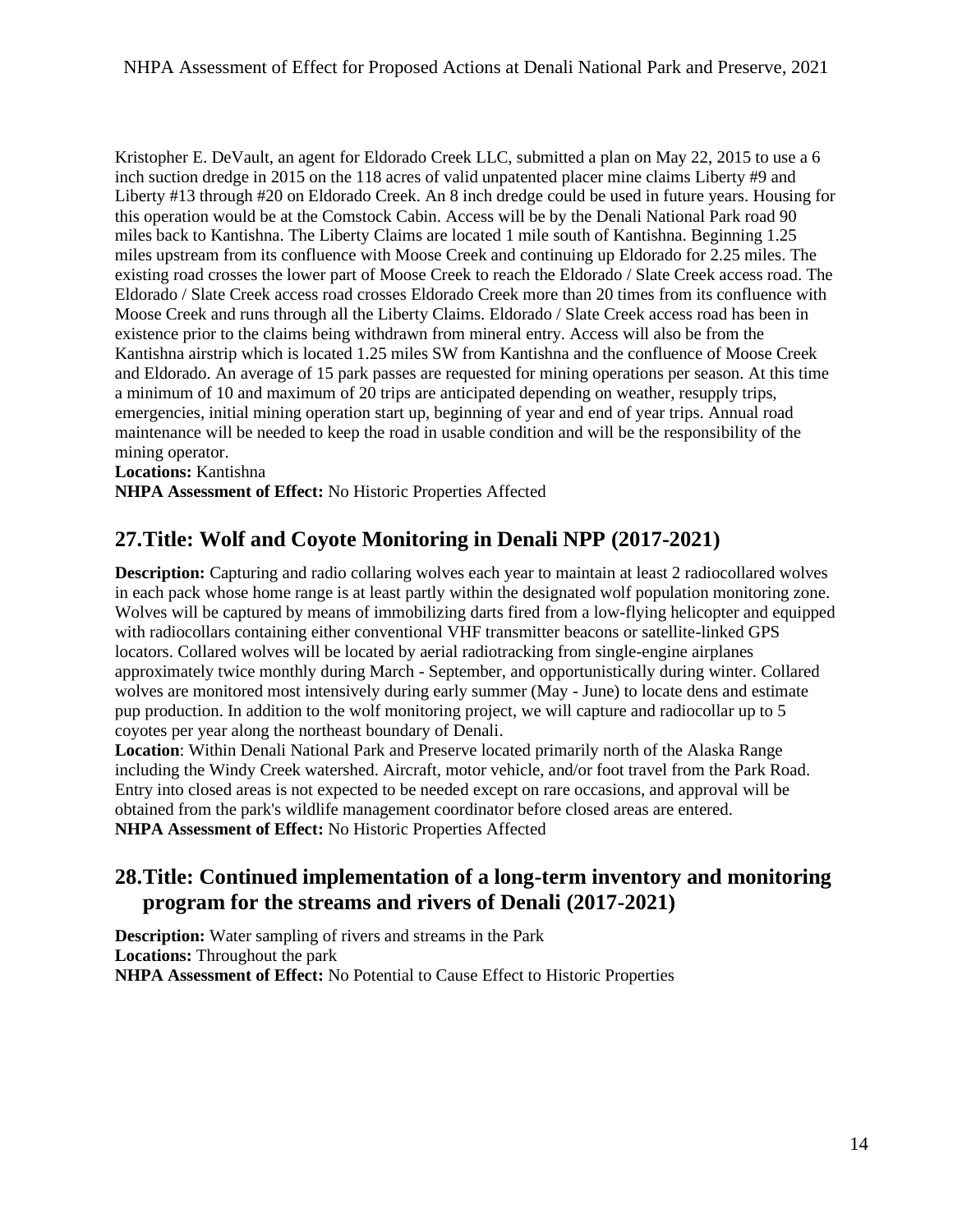Kristopher E. DeVault, an agent for Eldorado Creek LLC, submitted a plan on May 22, 2015 to use a 6 inch suction dredge in 2015 on the 118 acres of valid unpatented placer mine claims Liberty #9 and Liberty #13 through #20 on Eldorado Creek. An 8 inch dredge could be used in future years. Housing for this operation would be at the Comstock Cabin. Access will be by the Denali National Park road 90 miles back to Kantishna. The Liberty Claims are located 1 mile south of Kantishna. Beginning 1.25 miles upstream from its confluence with Moose Creek and continuing up Eldorado for 2.25 miles. The existing road crosses the lower part of Moose Creek to reach the Eldorado / Slate Creek access road. The Eldorado / Slate Creek access road crosses Eldorado Creek more than 20 times from its confluence with Moose Creek and runs through all the Liberty Claims. Eldorado / Slate Creek access road has been in existence prior to the claims being withdrawn from mineral entry. Access will also be from the Kantishna airstrip which is located 1.25 miles SW from Kantishna and the confluence of Moose Creek and Eldorado. An average of 15 park passes are requested for mining operations per season. At this time a minimum of 10 and maximum of 20 trips are anticipated depending on weather, resupply trips, emergencies, initial mining operation start up, beginning of year and end of year trips. Annual road maintenance will be needed to keep the road in usable condition and will be the responsibility of the mining operator.

**Locations:** Kantishna

**NHPA Assessment of Effect:** No Historic Properties Affected

## 27. Title: Wolf and Coyote Monitoring in Denali NPP (2017-2021)

**Description:** Capturing and radio collaring wolves each year to maintain at least 2 radiocollared wolves in each pack whose home range is at least partly within the designated wolf population monitoring zone. Wolves will be captured by means of immobilizing darts fired from a low-flying helicopter and equipped with radiocollars containing either conventional VHF transmitter beacons or satellite-linked GPS locators. Collared wolves will be located by aerial radiotracking from single-engine airplanes approximately twice monthly during March - September, and opportunistically during winter. Collared wolves are monitored most intensively during early summer (May - June) to locate dens and estimate pup production. In addition to the wolf monitoring project, we will capture and radiocollar up to 5 coyotes per year along the northeast boundary of Denali.

**Location**: Within Denali National Park and Preserve located primarily north of the Alaska Range including the Windy Creek watershed. Aircraft, motor vehicle, and/or foot travel from the Park Road. Entry into closed areas is not expected to be needed except on rare occasions, and approval will be obtained from the park's wildlife management coordinator before closed areas are entered.

**NHPA Assessment of Effect:** No Historic Properties Affected

## 28. Title: Continued implementation of a long-term inventory and monitoring program for the streams and rivers of Denali (2017-2021)

**Description:** Water sampling of rivers and streams in the Park

**Locations:** Throughout the park

**NHPA Assessment of Effect:** No Potential to Cause Effect to Historic Properties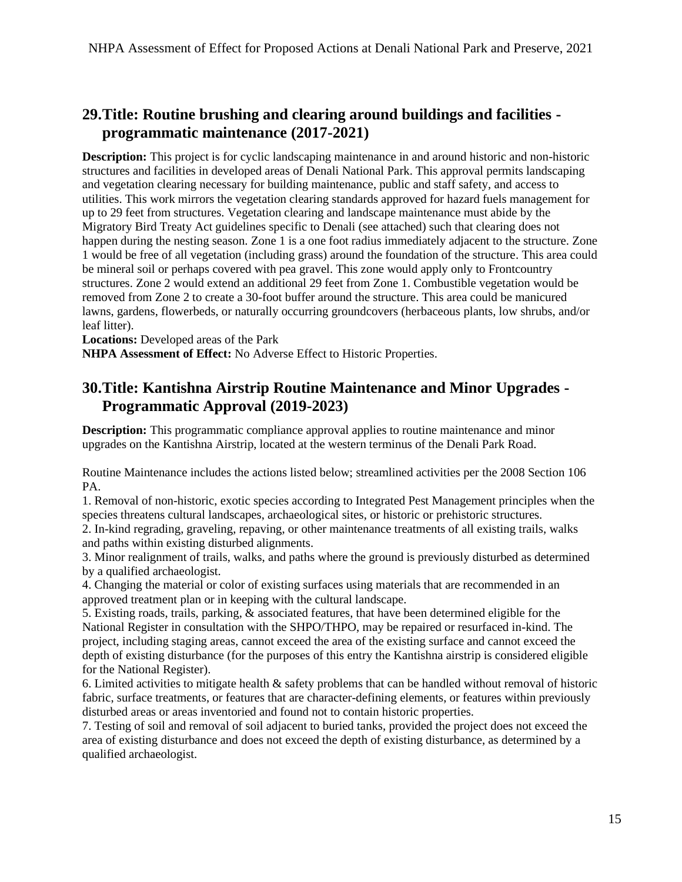## 29. Title: Routine brushing and clearing around buildings and facilities - programmatic maintenance (2017-2021)

**Description:** This project is for cyclic landscaping maintenance in and around historic and non-historic structures and facilities in developed areas of Denali National Park. This approval permits landscaping and vegetation clearing necessary for building maintenance, public and staff safety, and access to utilities. This work mirrors the vegetation clearing standards approved for hazard fuels management for up to 29 feet from structures. Vegetation clearing and landscape maintenance must abide by the Migratory Bird Treaty Act guidelines specific to Denali (see attached) such that clearing does not happen during the nesting season. Zone 1 is a one foot radius immediately adjacent to the structure. Zone 1 would be free of all vegetation (including grass) around the foundation of the structure. This area could be mineral soil or perhaps covered with pea gravel. This zone would apply only to Frontcountry structures. Zone 2 would extend an additional 29 feet from Zone 1. Combustible vegetation would be removed from Zone 2 to create a 30-foot buffer around the structure. This area could be manicured lawns, gardens, flowerbeds, or naturally occurring groundcovers (herbaceous plants, low shrubs, and/or leaf litter).

**Locations:** Developed areas of the Park

**NHPA Assessment of Effect:** No Adverse Effect to Historic Properties.

## 30. Title: Kantishna Airstrip Routine Maintenance and Minor Upgrades - Programmatic Approval (2019-2023)

**Description:** This programmatic compliance approval applies to routine maintenance and minor upgrades on the Kantishna Airstrip, located at the western terminus of the Denali Park Road.

Routine Maintenance includes the actions listed below; streamlined activities per the 2008 Section 106 PA.

1. Removal of non-historic, exotic species according to Integrated Pest Management principles when the species threatens cultural landscapes, archaeological sites, or historic or prehistoric structures.
2. In-kind regrading, graveling, repaving, or other maintenance treatments of all existing trails, walks and paths within existing disturbed alignments.
3. Minor realignment of trails, walks, and paths where the ground is previously disturbed as determined by a qualified archaeologist.
4. Changing the material or color of existing surfaces using materials that are recommended in an approved treatment plan or in keeping with the cultural landscape.
5. Existing roads, trails, parking, & associated features, that have been determined eligible for the National Register in consultation with the SHPO/THPO, may be repaired or resurfaced in-kind. The project, including staging areas, cannot exceed the area of the existing surface and cannot exceed the depth of existing disturbance (for the purposes of this entry the Kantishna airstrip is considered eligible for the National Register).
6. Limited activities to mitigate health & safety problems that can be handled without removal of historic fabric, surface treatments, or features that are character-defining elements, or features within previously disturbed areas or areas inventoried and found not to contain historic properties.
7. Testing of soil and removal of soil adjacent to buried tanks, provided the project does not exceed the area of existing disturbance and does not exceed the depth of existing disturbance, as determined by a qualified archaeologist.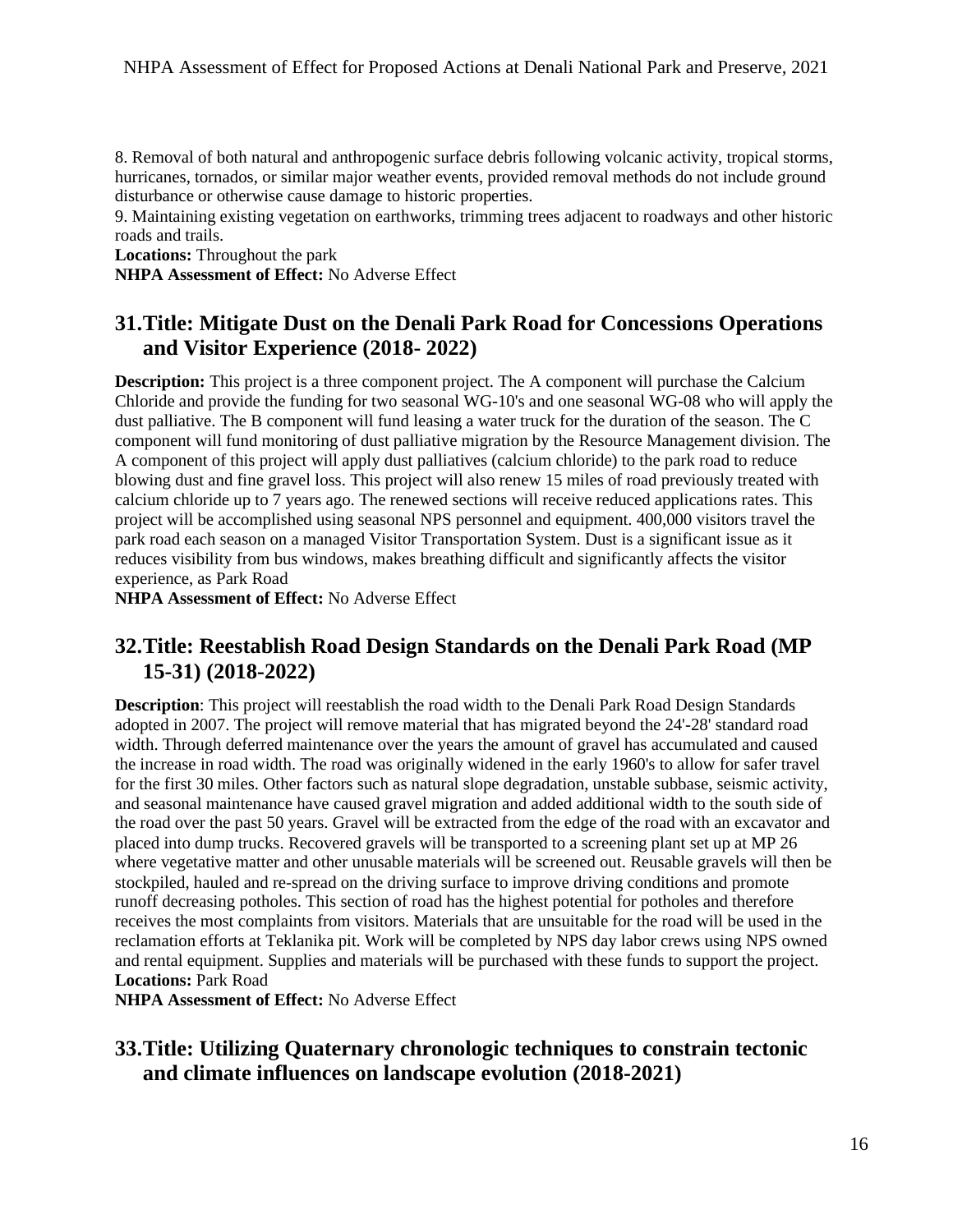8. Removal of both natural and anthropogenic surface debris following volcanic activity, tropical storms, hurricanes, tornados, or similar major weather events, provided removal methods do not include ground disturbance or otherwise cause damage to historic properties.
9. Maintaining existing vegetation on earthworks, trimming trees adjacent to roadways and other historic roads and trails.

**Locations:** Throughout the park
**NHPA Assessment of Effect:** No Adverse Effect

## 31. Title: Mitigate Dust on the Denali Park Road for Concessions Operations and Visitor Experience (2018- 2022)

**Description:** This project is a three component project. The A component will purchase the Calcium Chloride and provide the funding for two seasonal WG-10's and one seasonal WG-08 who will apply the dust palliative. The B component will fund leasing a water truck for the duration of the season. The C component will fund monitoring of dust palliative migration by the Resource Management division. The A component of this project will apply dust palliatives (calcium chloride) to the park road to reduce blowing dust and fine gravel loss. This project will also renew 15 miles of road previously treated with calcium chloride up to 7 years ago. The renewed sections will receive reduced applications rates. This project will be accomplished using seasonal NPS personnel and equipment. 400,000 visitors travel the park road each season on a managed Visitor Transportation System. Dust is a significant issue as it reduces visibility from bus windows, makes breathing difficult and significantly affects the visitor experience, as Park Road

**NHPA Assessment of Effect:** No Adverse Effect

## 32. Title: Reestablish Road Design Standards on the Denali Park Road (MP 15-31) (2018-2022)

**Description**: This project will reestablish the road width to the Denali Park Road Design Standards adopted in 2007. The project will remove material that has migrated beyond the 24'-28' standard road width. Through deferred maintenance over the years the amount of gravel has accumulated and caused the increase in road width. The road was originally widened in the early 1960's to allow for safer travel for the first 30 miles. Other factors such as natural slope degradation, unstable subbase, seismic activity, and seasonal maintenance have caused gravel migration and added additional width to the south side of the road over the past 50 years. Gravel will be extracted from the edge of the road with an excavator and placed into dump trucks. Recovered gravels will be transported to a screening plant set up at MP 26 where vegetative matter and other unusable materials will be screened out. Reusable gravels will then be stockpiled, hauled and re-spread on the driving surface to improve driving conditions and promote runoff decreasing potholes. This section of road has the highest potential for potholes and therefore receives the most complaints from visitors. Materials that are unsuitable for the road will be used in the reclamation efforts at Teklanika pit. Work will be completed by NPS day labor crews using NPS owned and rental equipment. Supplies and materials will be purchased with these funds to support the project.
**Locations:** Park Road

**NHPA Assessment of Effect:** No Adverse Effect

## 33. Title: Utilizing Quaternary chronologic techniques to constrain tectonic and climate influences on landscape evolution (2018-2021)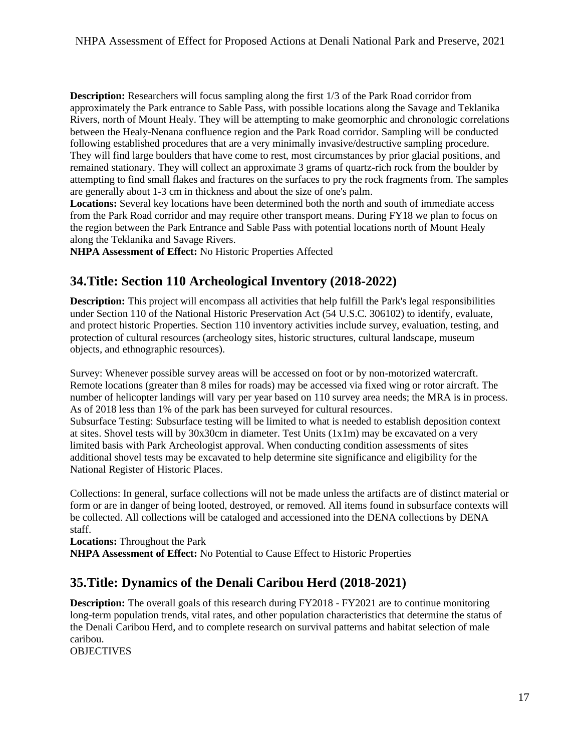**Description:** Researchers will focus sampling along the first 1/3 of the Park Road corridor from approximately the Park entrance to Sable Pass, with possible locations along the Savage and Teklanika Rivers, north of Mount Healy. They will be attempting to make geomorphic and chronologic correlations between the Healy-Nenana confluence region and the Park Road corridor. Sampling will be conducted following established procedures that are a very minimally invasive/destructive sampling procedure. They will find large boulders that have come to rest, most circumstances by prior glacial positions, and remained stationary. They will collect an approximate 3 grams of quartz-rich rock from the boulder by attempting to find small flakes and fractures on the surfaces to pry the rock fragments from. The samples are generally about 1-3 cm in thickness and about the size of one's palm.

**Locations:** Several key locations have been determined both the north and south of immediate access from the Park Road corridor and may require other transport means. During FY18 we plan to focus on the region between the Park Entrance and Sable Pass with potential locations north of Mount Healy along the Teklanika and Savage Rivers.

**NHPA Assessment of Effect:** No Historic Properties Affected

## 34.Title: Section 110 Archeological Inventory (2018-2022)

**Description:** This project will encompass all activities that help fulfill the Park's legal responsibilities under Section 110 of the National Historic Preservation Act (54 U.S.C. 306102) to identify, evaluate, and protect historic Properties. Section 110 inventory activities include survey, evaluation, testing, and protection of cultural resources (archeology sites, historic structures, cultural landscape, museum objects, and ethnographic resources).

Survey: Whenever possible survey areas will be accessed on foot or by non-motorized watercraft. Remote locations (greater than 8 miles for roads) may be accessed via fixed wing or rotor aircraft. The number of helicopter landings will vary per year based on 110 survey area needs; the MRA is in process. As of 2018 less than 1% of the park has been surveyed for cultural resources.

Subsurface Testing: Subsurface testing will be limited to what is needed to establish deposition context at sites. Shovel tests will by 30x30cm in diameter. Test Units (1x1m) may be excavated on a very limited basis with Park Archeologist approval. When conducting condition assessments of sites additional shovel tests may be excavated to help determine site significance and eligibility for the National Register of Historic Places.

Collections: In general, surface collections will not be made unless the artifacts are of distinct material or form or are in danger of being looted, destroyed, or removed. All items found in subsurface contexts will be collected. All collections will be cataloged and accessioned into the DENA collections by DENA staff.

**Locations:** Throughout the Park

**NHPA Assessment of Effect:** No Potential to Cause Effect to Historic Properties

## 35.Title: Dynamics of the Denali Caribou Herd (2018-2021)

**Description:** The overall goals of this research during FY2018 - FY2021 are to continue monitoring long-term population trends, vital rates, and other population characteristics that determine the status of the Denali Caribou Herd, and to complete research on survival patterns and habitat selection of male caribou.

OBJECTIVES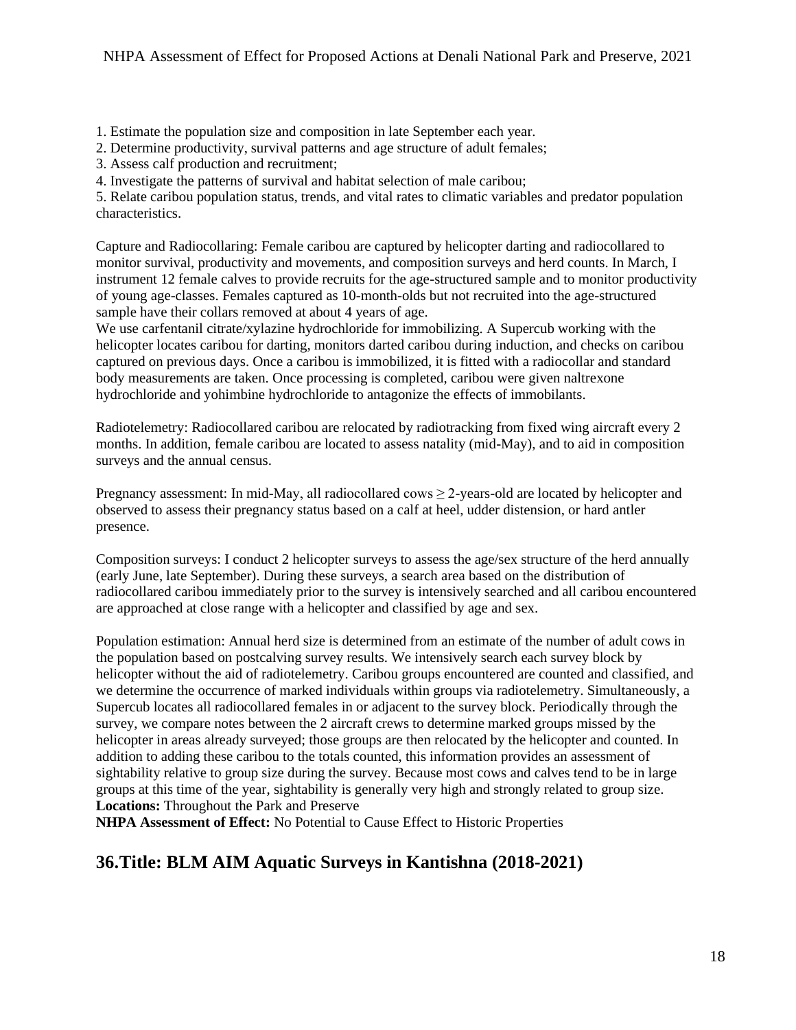1. Estimate the population size and composition in late September each year.
2. Determine productivity, survival patterns and age structure of adult females;
3. Assess calf production and recruitment;
4. Investigate the patterns of survival and habitat selection of male caribou;
5. Relate caribou population status, trends, and vital rates to climatic variables and predator population characteristics.

Capture and Radiocollaring: Female caribou are captured by helicopter darting and radiocollared to monitor survival, productivity and movements, and composition surveys and herd counts. In March, I instrument 12 female calves to provide recruits for the age-structured sample and to monitor productivity of young age-classes. Females captured as 10-month-olds but not recruited into the age-structured sample have their collars removed at about 4 years of age.

We use carfentanil citrate/xylazine hydrochloride for immobilizing. A Supercub working with the helicopter locates caribou for darting, monitors darted caribou during induction, and checks on caribou captured on previous days. Once a caribou is immobilized, it is fitted with a radiocollar and standard body measurements are taken. Once processing is completed, caribou were given naltrexone hydrochloride and yohimbine hydrochloride to antagonize the effects of immobilants.

Radiotelemetry: Radiocollared caribou are relocated by radiotracking from fixed wing aircraft every 2 months. In addition, female caribou are located to assess natality (mid-May), and to aid in composition surveys and the annual census.

Pregnancy assessment: In mid-May, all radiocollared cows ≥ 2-years-old are located by helicopter and observed to assess their pregnancy status based on a calf at heel, udder distension, or hard antler presence.

Composition surveys: I conduct 2 helicopter surveys to assess the age/sex structure of the herd annually (early June, late September). During these surveys, a search area based on the distribution of radiocollared caribou immediately prior to the survey is intensively searched and all caribou encountered are approached at close range with a helicopter and classified by age and sex.

Population estimation: Annual herd size is determined from an estimate of the number of adult cows in the population based on postcalving survey results. We intensively search each survey block by helicopter without the aid of radiotelemetry. Caribou groups encountered are counted and classified, and we determine the occurrence of marked individuals within groups via radiotelemetry. Simultaneously, a Supercub locates all radiocollared females in or adjacent to the survey block. Periodically through the survey, we compare notes between the 2 aircraft crews to determine marked groups missed by the helicopter in areas already surveyed; those groups are then relocated by the helicopter and counted. In addition to adding these caribou to the totals counted, this information provides an assessment of sightability relative to group size during the survey. Because most cows and calves tend to be in large groups at this time of the year, sightability is generally very high and strongly related to group size.
**Locations:** Throughout the Park and Preserve
**NHPA Assessment of Effect:** No Potential to Cause Effect to Historic Properties

## 36.Title: BLM AIM Aquatic Surveys in Kantishna (2018-2021)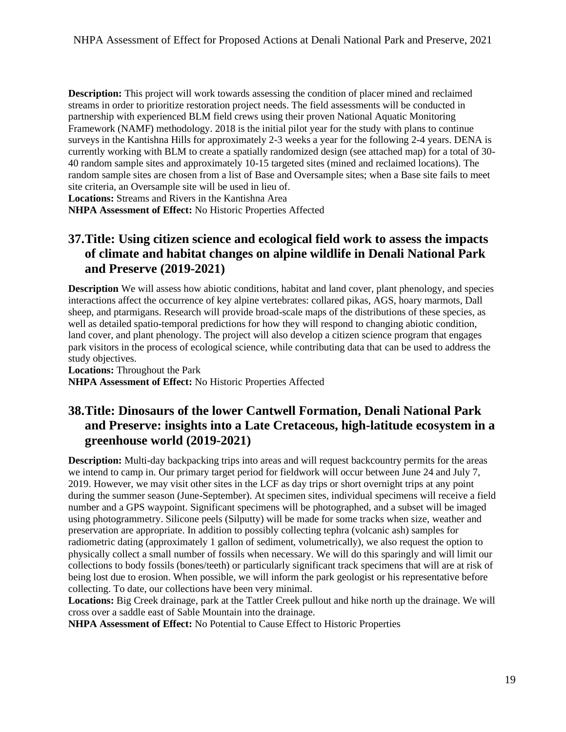**Description:** This project will work towards assessing the condition of placer mined and reclaimed streams in order to prioritize restoration project needs. The field assessments will be conducted in partnership with experienced BLM field crews using their proven National Aquatic Monitoring Framework (NAMF) methodology. 2018 is the initial pilot year for the study with plans to continue surveys in the Kantishna Hills for approximately 2-3 weeks a year for the following 2-4 years. DENA is currently working with BLM to create a spatially randomized design (see attached map) for a total of 30-40 random sample sites and approximately 10-15 targeted sites (mined and reclaimed locations). The random sample sites are chosen from a list of Base and Oversample sites; when a Base site fails to meet site criteria, an Oversample site will be used in lieu of.

**Locations:** Streams and Rivers in the Kantishna Area

**NHPA Assessment of Effect:** No Historic Properties Affected

## 37. Title: Using citizen science and ecological field work to assess the impacts of climate and habitat changes on alpine wildlife in Denali National Park and Preserve (2019-2021)

**Description** We will assess how abiotic conditions, habitat and land cover, plant phenology, and species interactions affect the occurrence of key alpine vertebrates: collared pikas, AGS, hoary marmots, Dall sheep, and ptarmigans. Research will provide broad-scale maps of the distributions of these species, as well as detailed spatio-temporal predictions for how they will respond to changing abiotic condition, land cover, and plant phenology. The project will also develop a citizen science program that engages park visitors in the process of ecological science, while contributing data that can be used to address the study objectives.

**Locations:** Throughout the Park

**NHPA Assessment of Effect:** No Historic Properties Affected

## 38. Title: Dinosaurs of the lower Cantwell Formation, Denali National Park and Preserve: insights into a Late Cretaceous, high-latitude ecosystem in a greenhouse world (2019-2021)

**Description:** Multi-day backpacking trips into areas and will request backcountry permits for the areas we intend to camp in. Our primary target period for fieldwork will occur between June 24 and July 7, 2019. However, we may visit other sites in the LCF as day trips or short overnight trips at any point during the summer season (June-September). At specimen sites, individual specimens will receive a field number and a GPS waypoint. Significant specimens will be photographed, and a subset will be imaged using photogrammetry. Silicone peels (Silputty) will be made for some tracks when size, weather and preservation are appropriate. In addition to possibly collecting tephra (volcanic ash) samples for radiometric dating (approximately 1 gallon of sediment, volumetrically), we also request the option to physically collect a small number of fossils when necessary. We will do this sparingly and will limit our collections to body fossils (bones/teeth) or particularly significant track specimens that will are at risk of being lost due to erosion. When possible, we will inform the park geologist or his representative before collecting. To date, our collections have been very minimal.

**Locations:** Big Creek drainage, park at the Tattler Creek pullout and hike north up the drainage. We will cross over a saddle east of Sable Mountain into the drainage.

**NHPA Assessment of Effect:** No Potential to Cause Effect to Historic Properties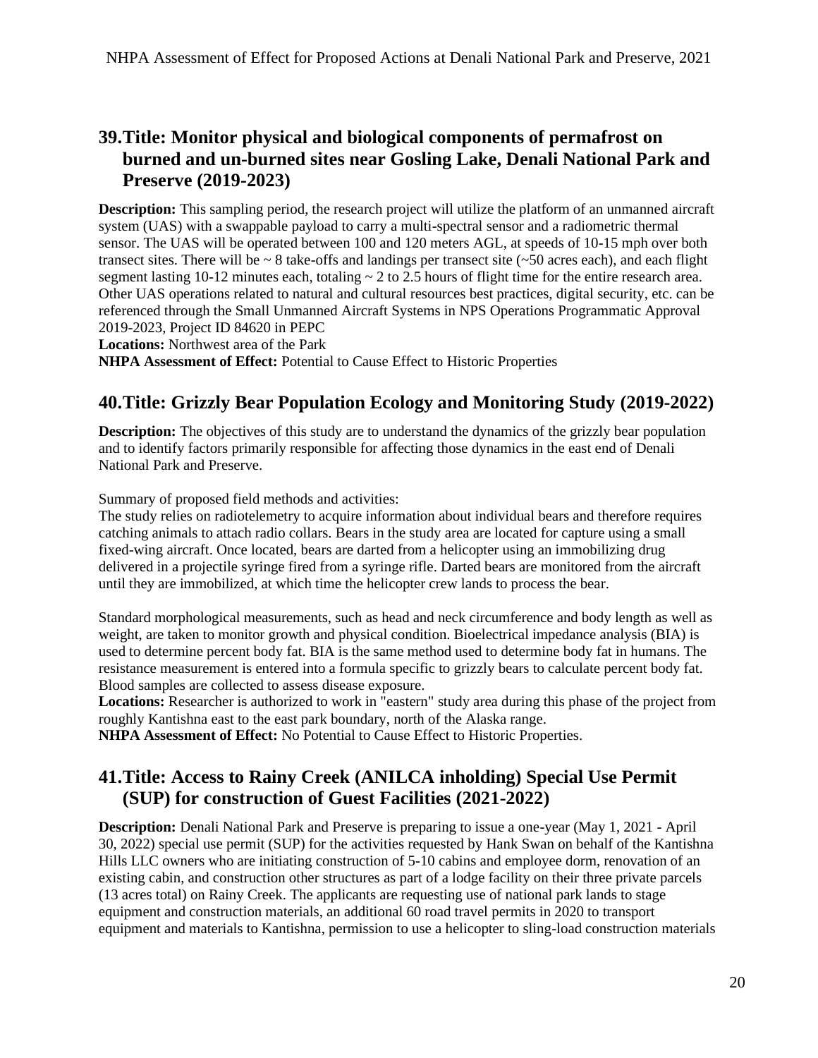## 39. Title: Monitor physical and biological components of permafrost on burned and un-burned sites near Gosling Lake, Denali National Park and Preserve (2019-2023)

**Description:** This sampling period, the research project will utilize the platform of an unmanned aircraft system (UAS) with a swappable payload to carry a multi-spectral sensor and a radiometric thermal sensor. The UAS will be operated between 100 and 120 meters AGL, at speeds of 10-15 mph over both transect sites. There will be ~ 8 take-offs and landings per transect site (~50 acres each), and each flight segment lasting 10-12 minutes each, totaling ~ 2 to 2.5 hours of flight time for the entire research area. Other UAS operations related to natural and cultural resources best practices, digital security, etc. can be referenced through the Small Unmanned Aircraft Systems in NPS Operations Programmatic Approval 2019-2023, Project ID 84620 in PEPC

**Locations:** Northwest area of the Park

**NHPA Assessment of Effect:** Potential to Cause Effect to Historic Properties

## 40. Title: Grizzly Bear Population Ecology and Monitoring Study (2019-2022)

**Description:** The objectives of this study are to understand the dynamics of the grizzly bear population and to identify factors primarily responsible for affecting those dynamics in the east end of Denali National Park and Preserve.

Summary of proposed field methods and activities:
The study relies on radiotelemetry to acquire information about individual bears and therefore requires catching animals to attach radio collars. Bears in the study area are located for capture using a small fixed-wing aircraft. Once located, bears are darted from a helicopter using an immobilizing drug delivered in a projectile syringe fired from a syringe rifle. Darted bears are monitored from the aircraft until they are immobilized, at which time the helicopter crew lands to process the bear.

Standard morphological measurements, such as head and neck circumference and body length as well as weight, are taken to monitor growth and physical condition. Bioelectrical impedance analysis (BIA) is used to determine percent body fat. BIA is the same method used to determine body fat in humans. The resistance measurement is entered into a formula specific to grizzly bears to calculate percent body fat. Blood samples are collected to assess disease exposure.

**Locations:** Researcher is authorized to work in "eastern" study area during this phase of the project from roughly Kantishna east to the east park boundary, north of the Alaska range.

**NHPA Assessment of Effect:** No Potential to Cause Effect to Historic Properties.

## 41. Title: Access to Rainy Creek (ANILCA inholding) Special Use Permit (SUP) for construction of Guest Facilities (2021-2022)

**Description:** Denali National Park and Preserve is preparing to issue a one-year (May 1, 2021 - April 30, 2022) special use permit (SUP) for the activities requested by Hank Swan on behalf of the Kantishna Hills LLC owners who are initiating construction of 5-10 cabins and employee dorm, renovation of an existing cabin, and construction other structures as part of a lodge facility on their three private parcels (13 acres total) on Rainy Creek. The applicants are requesting use of national park lands to stage equipment and construction materials, an additional 60 road travel permits in 2020 to transport equipment and materials to Kantishna, permission to use a helicopter to sling-load construction materials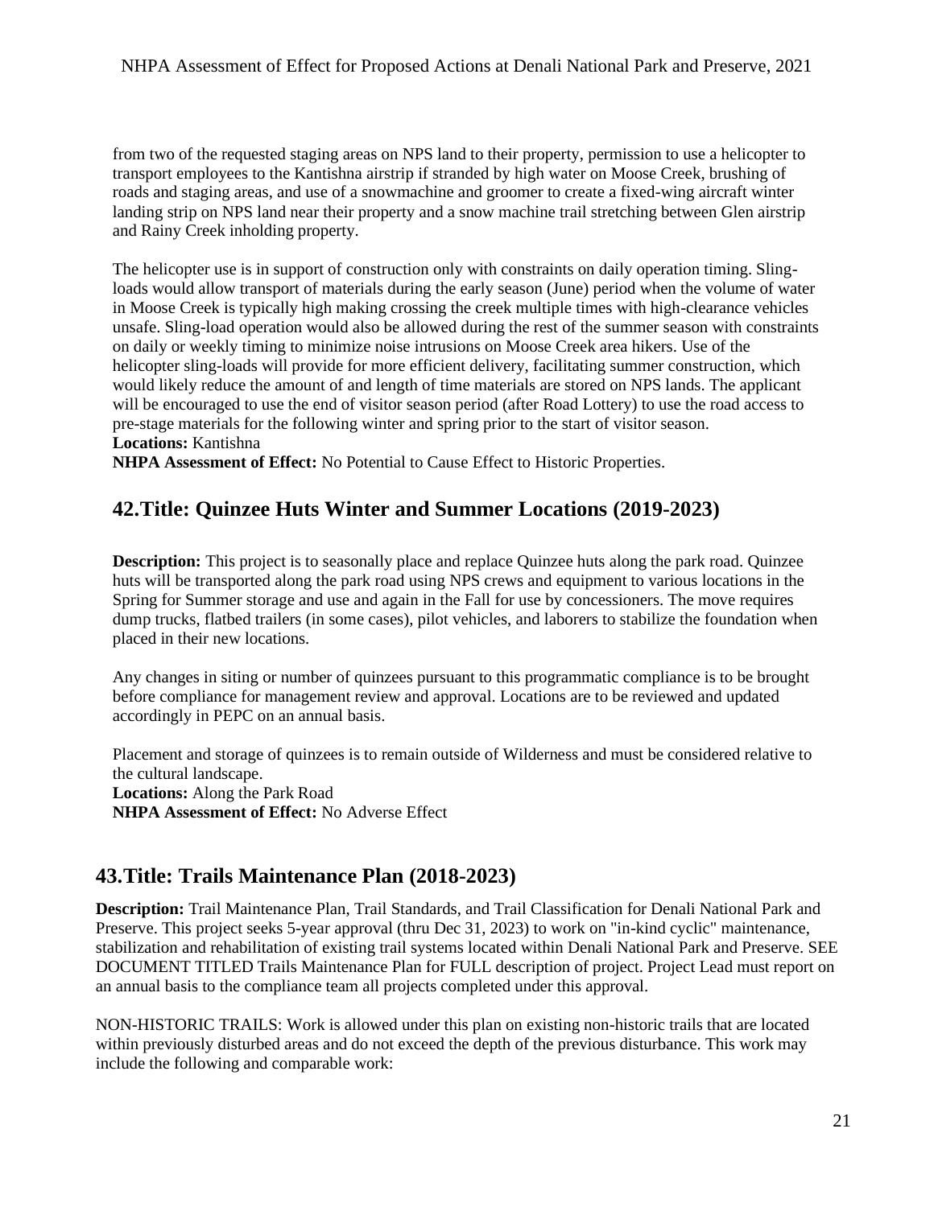from two of the requested staging areas on NPS land to their property, permission to use a helicopter to transport employees to the Kantishna airstrip if stranded by high water on Moose Creek, brushing of roads and staging areas, and use of a snowmachine and groomer to create a fixed-wing aircraft winter landing strip on NPS land near their property and a snow machine trail stretching between Glen airstrip and Rainy Creek inholding property.

The helicopter use is in support of construction only with constraints on daily operation timing. Sling-loads would allow transport of materials during the early season (June) period when the volume of water in Moose Creek is typically high making crossing the creek multiple times with high-clearance vehicles unsafe. Sling-load operation would also be allowed during the rest of the summer season with constraints on daily or weekly timing to minimize noise intrusions on Moose Creek area hikers. Use of the helicopter sling-loads will provide for more efficient delivery, facilitating summer construction, which would likely reduce the amount of and length of time materials are stored on NPS lands. The applicant will be encouraged to use the end of visitor season period (after Road Lottery) to use the road access to pre-stage materials for the following winter and spring prior to the start of visitor season.
**Locations:** Kantishna
**NHPA Assessment of Effect:** No Potential to Cause Effect to Historic Properties.

## 42. Title: Quinzee Huts Winter and Summer Locations (2019-2023)

**Description:** This project is to seasonally place and replace Quinzee huts along the park road. Quinzee huts will be transported along the park road using NPS crews and equipment to various locations in the Spring for Summer storage and use and again in the Fall for use by concessioners. The move requires dump trucks, flatbed trailers (in some cases), pilot vehicles, and laborers to stabilize the foundation when placed in their new locations.

Any changes in siting or number of quinzees pursuant to this programmatic compliance is to be brought before compliance for management review and approval. Locations are to be reviewed and updated accordingly in PEPC on an annual basis.

Placement and storage of quinzees is to remain outside of Wilderness and must be considered relative to the cultural landscape.
**Locations:** Along the Park Road
**NHPA Assessment of Effect:** No Adverse Effect

## 43. Title: Trails Maintenance Plan (2018-2023)

**Description:** Trail Maintenance Plan, Trail Standards, and Trail Classification for Denali National Park and Preserve. This project seeks 5-year approval (thru Dec 31, 2023) to work on "in-kind cyclic" maintenance, stabilization and rehabilitation of existing trail systems located within Denali National Park and Preserve. SEE DOCUMENT TITLED Trails Maintenance Plan for FULL description of project. Project Lead must report on an annual basis to the compliance team all projects completed under this approval.

NON-HISTORIC TRAILS: Work is allowed under this plan on existing non-historic trails that are located within previously disturbed areas and do not exceed the depth of the previous disturbance. This work may include the following and comparable work: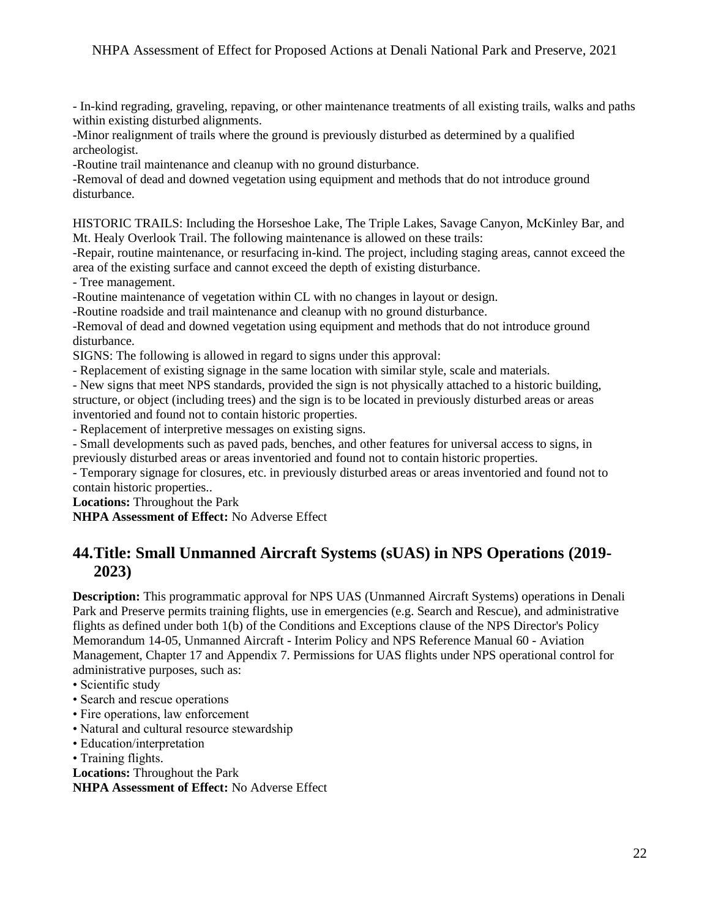- In-kind regrading, graveling, repaving, or other maintenance treatments of all existing trails, walks and paths within existing disturbed alignments.
-Minor realignment of trails where the ground is previously disturbed as determined by a qualified archeologist.
-Routine trail maintenance and cleanup with no ground disturbance.
-Removal of dead and downed vegetation using equipment and methods that do not introduce ground disturbance.

HISTORIC TRAILS: Including the Horseshoe Lake, The Triple Lakes, Savage Canyon, McKinley Bar, and Mt. Healy Overlook Trail. The following maintenance is allowed on these trails:
-Repair, routine maintenance, or resurfacing in-kind. The project, including staging areas, cannot exceed the area of the existing surface and cannot exceed the depth of existing disturbance.
- Tree management.
-Routine maintenance of vegetation within CL with no changes in layout or design.
-Routine roadside and trail maintenance and cleanup with no ground disturbance.
-Removal of dead and downed vegetation using equipment and methods that do not introduce ground disturbance.
SIGNS: The following is allowed in regard to signs under this approval:
- Replacement of existing signage in the same location with similar style, scale and materials.
- New signs that meet NPS standards, provided the sign is not physically attached to a historic building, structure, or object (including trees) and the sign is to be located in previously disturbed areas or areas inventoried and found not to contain historic properties.
- Replacement of interpretive messages on existing signs.
- Small developments such as paved pads, benches, and other features for universal access to signs, in previously disturbed areas or areas inventoried and found not to contain historic properties.
- Temporary signage for closures, etc. in previously disturbed areas or areas inventoried and found not to contain historic properties..
**Locations:** Throughout the Park
**NHPA Assessment of Effect:** No Adverse Effect

## 44. Title: Small Unmanned Aircraft Systems (sUAS) in NPS Operations (2019-2023)

**Description:** This programmatic approval for NPS UAS (Unmanned Aircraft Systems) operations in Denali Park and Preserve permits training flights, use in emergencies (e.g. Search and Rescue), and administrative flights as defined under both 1(b) of the Conditions and Exceptions clause of the NPS Director's Policy Memorandum 14-05, Unmanned Aircraft - Interim Policy and NPS Reference Manual 60 - Aviation Management, Chapter 17 and Appendix 7. Permissions for UAS flights under NPS operational control for administrative purposes, such as:
• Scientific study
• Search and rescue operations
• Fire operations, law enforcement
• Natural and cultural resource stewardship
• Education/interpretation
• Training flights.
**Locations:** Throughout the Park
**NHPA Assessment of Effect:** No Adverse Effect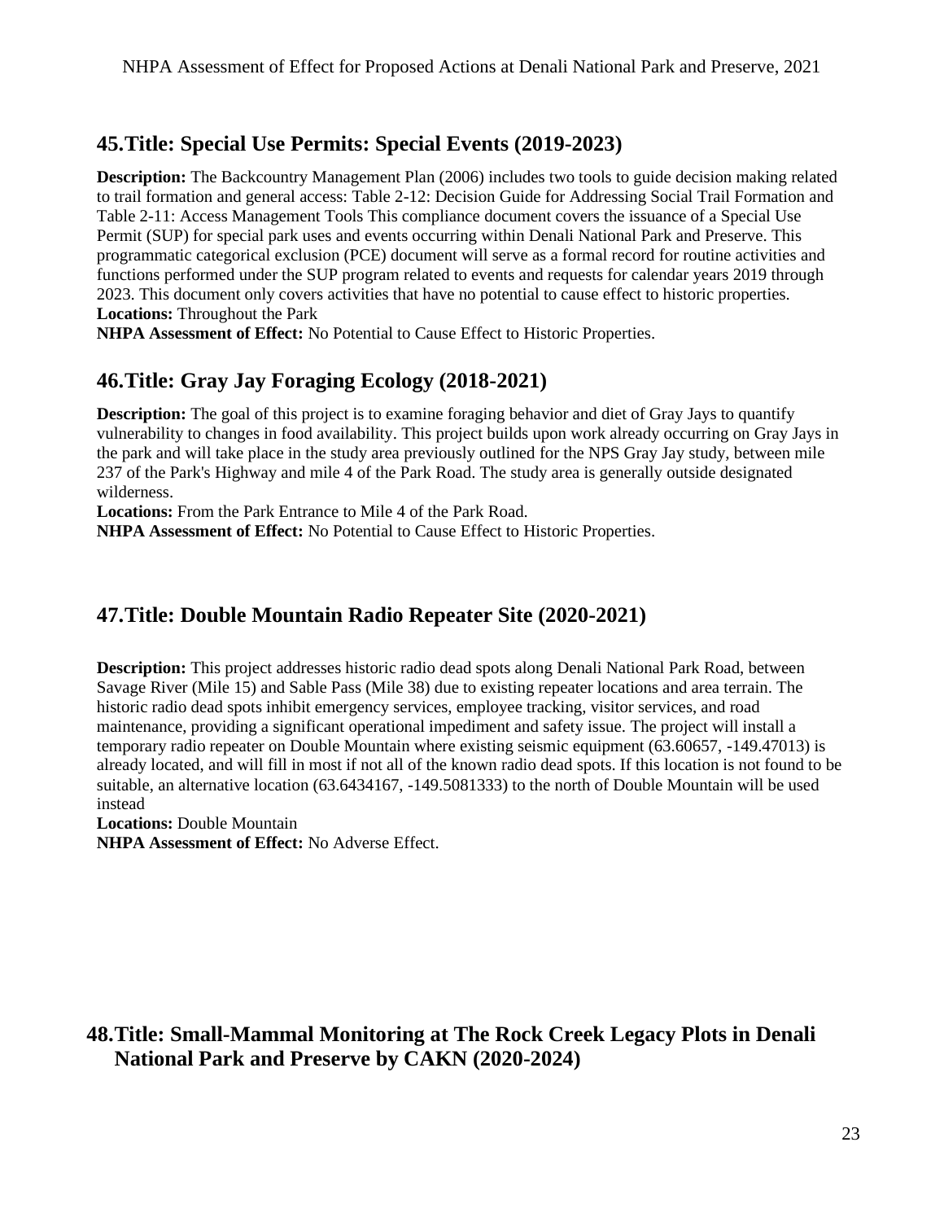## 45. Title: Special Use Permits: Special Events (2019-2023)

**Description:** The Backcountry Management Plan (2006) includes two tools to guide decision making related to trail formation and general access: Table 2-12: Decision Guide for Addressing Social Trail Formation and Table 2-11: Access Management Tools This compliance document covers the issuance of a Special Use Permit (SUP) for special park uses and events occurring within Denali National Park and Preserve. This programmatic categorical exclusion (PCE) document will serve as a formal record for routine activities and functions performed under the SUP program related to events and requests for calendar years 2019 through 2023. This document only covers activities that have no potential to cause effect to historic properties.
**Locations:** Throughout the Park
**NHPA Assessment of Effect:** No Potential to Cause Effect to Historic Properties.

## 46. Title: Gray Jay Foraging Ecology (2018-2021)

**Description:** The goal of this project is to examine foraging behavior and diet of Gray Jays to quantify vulnerability to changes in food availability. This project builds upon work already occurring on Gray Jays in the park and will take place in the study area previously outlined for the NPS Gray Jay study, between mile 237 of the Park's Highway and mile 4 of the Park Road. The study area is generally outside designated wilderness.
**Locations:** From the Park Entrance to Mile 4 of the Park Road.
**NHPA Assessment of Effect:** No Potential to Cause Effect to Historic Properties.

## 47. Title: Double Mountain Radio Repeater Site (2020-2021)

**Description:** This project addresses historic radio dead spots along Denali National Park Road, between Savage River (Mile 15) and Sable Pass (Mile 38) due to existing repeater locations and area terrain. The historic radio dead spots inhibit emergency services, employee tracking, visitor services, and road maintenance, providing a significant operational impediment and safety issue. The project will install a temporary radio repeater on Double Mountain where existing seismic equipment (63.60657, -149.47013) is already located, and will fill in most if not all of the known radio dead spots. If this location is not found to be suitable, an alternative location (63.6434167, -149.5081333) to the north of Double Mountain will be used instead
**Locations:** Double Mountain
**NHPA Assessment of Effect:** No Adverse Effect.

## 48. Title: Small-Mammal Monitoring at The Rock Creek Legacy Plots in Denali National Park and Preserve by CAKN (2020-2024)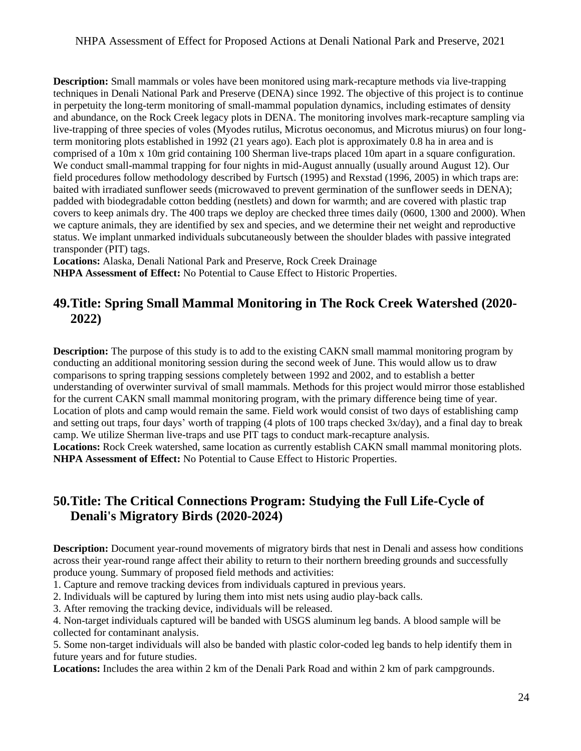**Description:** Small mammals or voles have been monitored using mark-recapture methods via live-trapping techniques in Denali National Park and Preserve (DENA) since 1992. The objective of this project is to continue in perpetuity the long-term monitoring of small-mammal population dynamics, including estimates of density and abundance, on the Rock Creek legacy plots in DENA. The monitoring involves mark-recapture sampling via live-trapping of three species of voles (Myodes rutilus, Microtus oeconomus, and Microtus miurus) on four long-term monitoring plots established in 1992 (21 years ago). Each plot is approximately 0.8 ha in area and is comprised of a 10m x 10m grid containing 100 Sherman live-traps placed 10m apart in a square configuration. We conduct small-mammal trapping for four nights in mid-August annually (usually around August 12). Our field procedures follow methodology described by Furtsch (1995) and Rexstad (1996, 2005) in which traps are: baited with irradiated sunflower seeds (microwaved to prevent germination of the sunflower seeds in DENA); padded with biodegradable cotton bedding (nestlets) and down for warmth; and are covered with plastic trap covers to keep animals dry. The 400 traps we deploy are checked three times daily (0600, 1300 and 2000). When we capture animals, they are identified by sex and species, and we determine their net weight and reproductive status. We implant unmarked individuals subcutaneously between the shoulder blades with passive integrated transponder (PIT) tags.
**Locations:** Alaska, Denali National Park and Preserve, Rock Creek Drainage
**NHPA Assessment of Effect:** No Potential to Cause Effect to Historic Properties.

## 49. Title: Spring Small Mammal Monitoring in The Rock Creek Watershed (2020-2022)

**Description:** The purpose of this study is to add to the existing CAKN small mammal monitoring program by conducting an additional monitoring session during the second week of June. This would allow us to draw comparisons to spring trapping sessions completely between 1992 and 2002, and to establish a better understanding of overwinter survival of small mammals. Methods for this project would mirror those established for the current CAKN small mammal monitoring program, with the primary difference being time of year. Location of plots and camp would remain the same. Field work would consist of two days of establishing camp and setting out traps, four days' worth of trapping (4 plots of 100 traps checked 3x/day), and a final day to break camp. We utilize Sherman live-traps and use PIT tags to conduct mark-recapture analysis.
**Locations:** Rock Creek watershed, same location as currently establish CAKN small mammal monitoring plots.
**NHPA Assessment of Effect:** No Potential to Cause Effect to Historic Properties.

## 50. Title: The Critical Connections Program: Studying the Full Life-Cycle of Denali's Migratory Birds (2020-2024)

**Description:** Document year-round movements of migratory birds that nest in Denali and assess how conditions across their year-round range affect their ability to return to their northern breeding grounds and successfully produce young. Summary of proposed field methods and activities:

1. Capture and remove tracking devices from individuals captured in previous years.
2. Individuals will be captured by luring them into mist nets using audio play-back calls.
3. After removing the tracking device, individuals will be released.
4. Non-target individuals captured will be banded with USGS aluminum leg bands. A blood sample will be collected for contaminant analysis.
5. Some non-target individuals will also be banded with plastic color-coded leg bands to help identify them in future years and for future studies.

**Locations:** Includes the area within 2 km of the Denali Park Road and within 2 km of park campgrounds.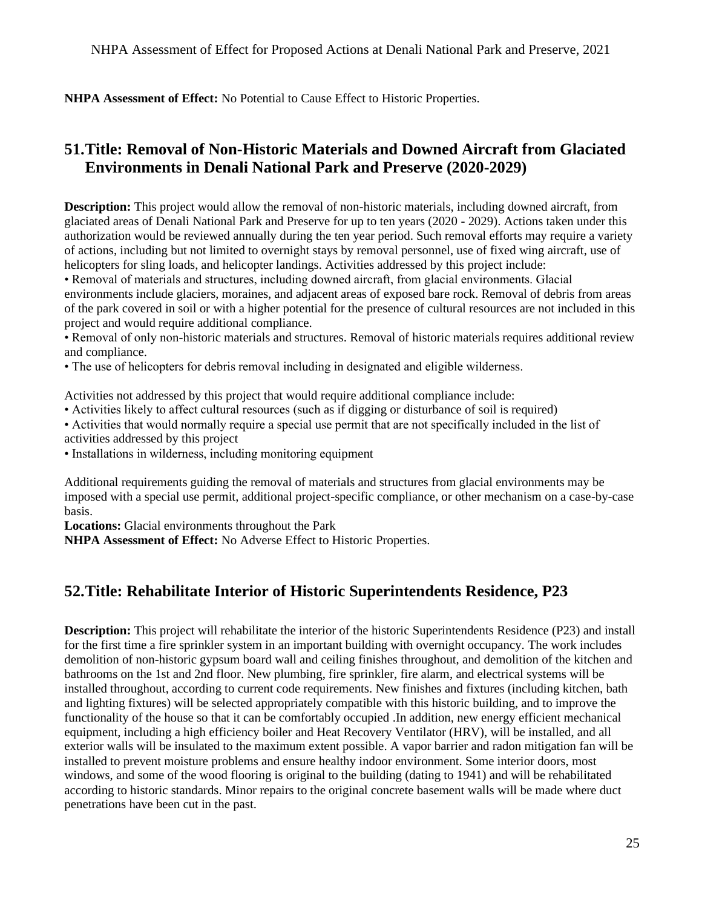**NHPA Assessment of Effect:** No Potential to Cause Effect to Historic Properties.

## 51. Title: Removal of Non-Historic Materials and Downed Aircraft from Glaciated Environments in Denali National Park and Preserve (2020-2029)

**Description:** This project would allow the removal of non-historic materials, including downed aircraft, from glaciated areas of Denali National Park and Preserve for up to ten years (2020 - 2029). Actions taken under this authorization would be reviewed annually during the ten year period. Such removal efforts may require a variety of actions, including but not limited to overnight stays by removal personnel, use of fixed wing aircraft, use of helicopters for sling loads, and helicopter landings. Activities addressed by this project include:

- Removal of materials and structures, including downed aircraft, from glacial environments. Glacial environments include glaciers, moraines, and adjacent areas of exposed bare rock. Removal of debris from areas of the park covered in soil or with a higher potential for the presence of cultural resources are not included in this project and would require additional compliance.
- Removal of only non-historic materials and structures. Removal of historic materials requires additional review and compliance.
- The use of helicopters for debris removal including in designated and eligible wilderness.

Activities not addressed by this project that would require additional compliance include:

- Activities likely to affect cultural resources (such as if digging or disturbance of soil is required)
- Activities that would normally require a special use permit that are not specifically included in the list of activities addressed by this project
- Installations in wilderness, including monitoring equipment

Additional requirements guiding the removal of materials and structures from glacial environments may be imposed with a special use permit, additional project-specific compliance, or other mechanism on a case-by-case basis.

**Locations:** Glacial environments throughout the Park

**NHPA Assessment of Effect:** No Adverse Effect to Historic Properties.

## 52. Title: Rehabilitate Interior of Historic Superintendents Residence, P23

**Description:** This project will rehabilitate the interior of the historic Superintendents Residence (P23) and install for the first time a fire sprinkler system in an important building with overnight occupancy. The work includes demolition of non-historic gypsum board wall and ceiling finishes throughout, and demolition of the kitchen and bathrooms on the 1st and 2nd floor. New plumbing, fire sprinkler, fire alarm, and electrical systems will be installed throughout, according to current code requirements. New finishes and fixtures (including kitchen, bath and lighting fixtures) will be selected appropriately compatible with this historic building, and to improve the functionality of the house so that it can be comfortably occupied .In addition, new energy efficient mechanical equipment, including a high efficiency boiler and Heat Recovery Ventilator (HRV), will be installed, and all exterior walls will be insulated to the maximum extent possible. A vapor barrier and radon mitigation fan will be installed to prevent moisture problems and ensure healthy indoor environment. Some interior doors, most windows, and some of the wood flooring is original to the building (dating to 1941) and will be rehabilitated according to historic standards. Minor repairs to the original concrete basement walls will be made where duct penetrations have been cut in the past.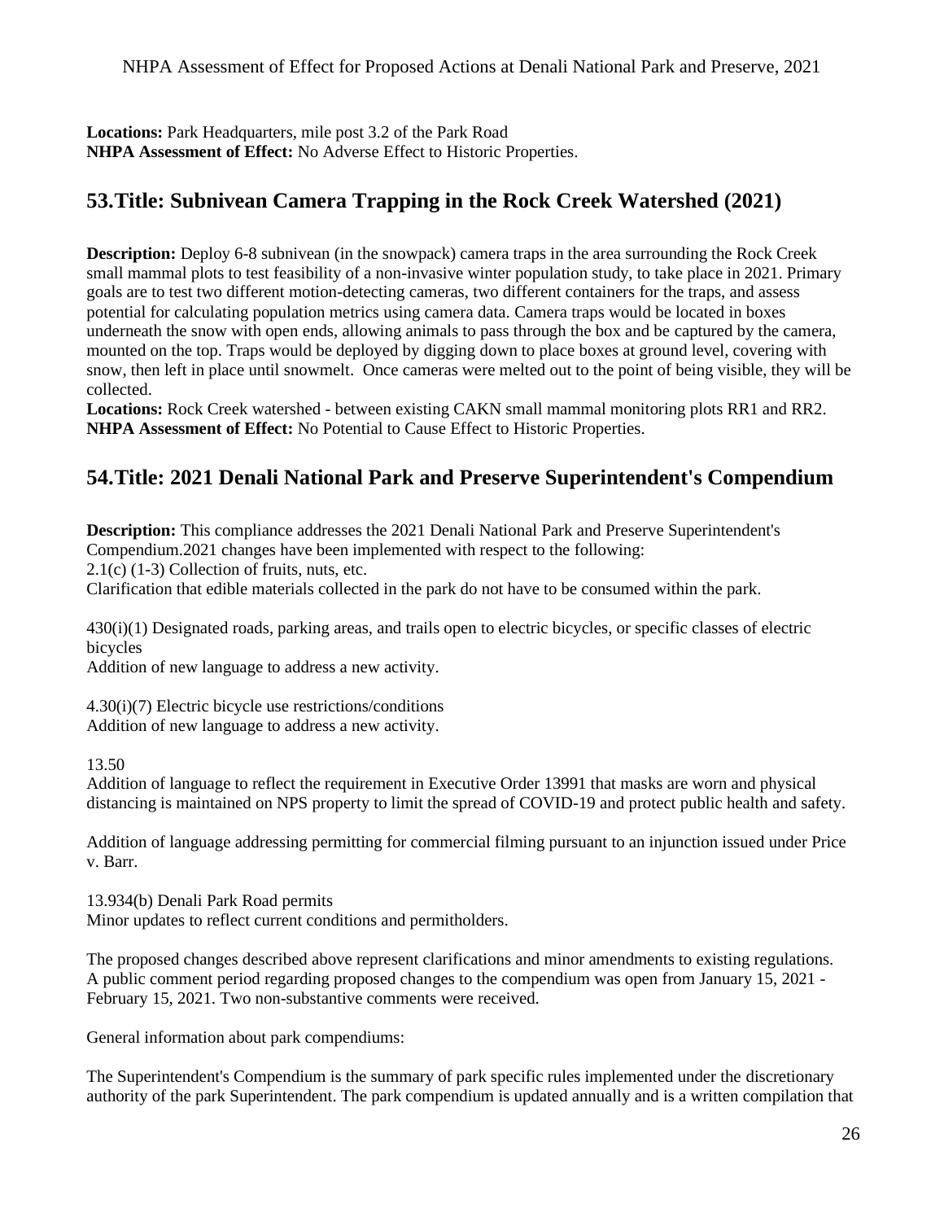**Locations:** Park Headquarters, mile post 3.2 of the Park Road
**NHPA Assessment of Effect:** No Adverse Effect to Historic Properties.

## 53. Title: Subnivean Camera Trapping in the Rock Creek Watershed (2021)

**Description:** Deploy 6-8 subnivean (in the snowpack) camera traps in the area surrounding the Rock Creek small mammal plots to test feasibility of a non-invasive winter population study, to take place in 2021. Primary goals are to test two different motion-detecting cameras, two different containers for the traps, and assess potential for calculating population metrics using camera data. Camera traps would be located in boxes underneath the snow with open ends, allowing animals to pass through the box and be captured by the camera, mounted on the top. Traps would be deployed by digging down to place boxes at ground level, covering with snow, then left in place until snowmelt. Once cameras were melted out to the point of being visible, they will be collected.
**Locations:** Rock Creek watershed - between existing CAKN small mammal monitoring plots RR1 and RR2.
**NHPA Assessment of Effect:** No Potential to Cause Effect to Historic Properties.

## 54. Title: 2021 Denali National Park and Preserve Superintendent's Compendium

**Description:** This compliance addresses the 2021 Denali National Park and Preserve Superintendent's Compendium.2021 changes have been implemented with respect to the following:
2.1(c) (1-3) Collection of fruits, nuts, etc.
Clarification that edible materials collected in the park do not have to be consumed within the park.

430(i)(1) Designated roads, parking areas, and trails open to electric bicycles, or specific classes of electric bicycles
Addition of new language to address a new activity.

4.30(i)(7) Electric bicycle use restrictions/conditions
Addition of new language to address a new activity.

13.50
Addition of language to reflect the requirement in Executive Order 13991 that masks are worn and physical distancing is maintained on NPS property to limit the spread of COVID-19 and protect public health and safety.

Addition of language addressing permitting for commercial filming pursuant to an injunction issued under Price v. Barr.

13.934(b) Denali Park Road permits
Minor updates to reflect current conditions and permitholders.

The proposed changes described above represent clarifications and minor amendments to existing regulations. A public comment period regarding proposed changes to the compendium was open from January 15, 2021 - February 15, 2021. Two non-substantive comments were received.

General information about park compendiums:

The Superintendent's Compendium is the summary of park specific rules implemented under the discretionary authority of the park Superintendent. The park compendium is updated annually and is a written compilation that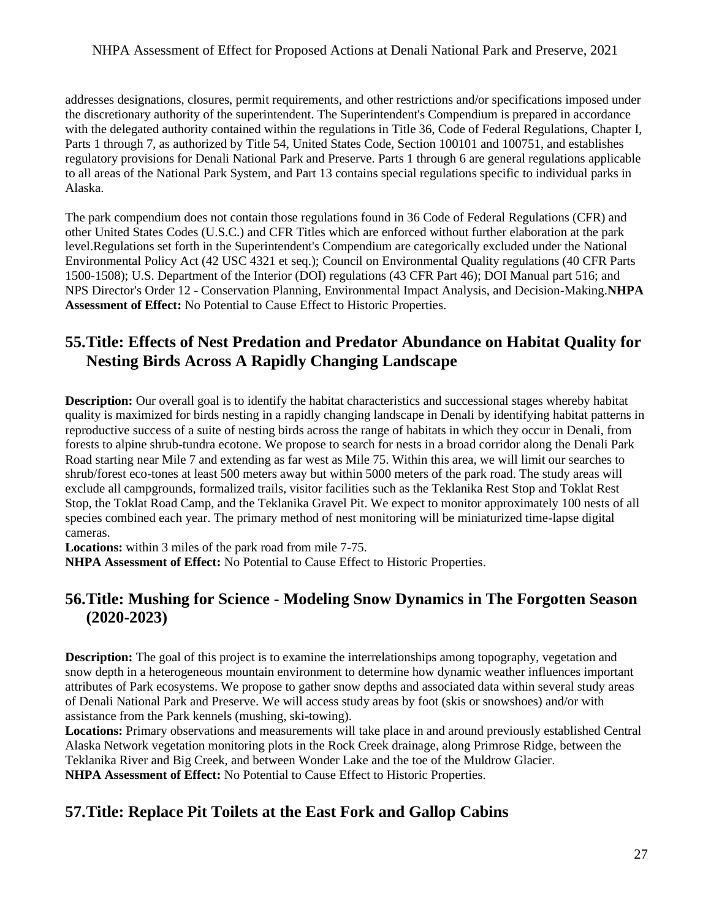addresses designations, closures, permit requirements, and other restrictions and/or specifications imposed under the discretionary authority of the superintendent. The Superintendent's Compendium is prepared in accordance with the delegated authority contained within the regulations in Title 36, Code of Federal Regulations, Chapter I, Parts 1 through 7, as authorized by Title 54, United States Code, Section 100101 and 100751, and establishes regulatory provisions for Denali National Park and Preserve. Parts 1 through 6 are general regulations applicable to all areas of the National Park System, and Part 13 contains special regulations specific to individual parks in Alaska.

The park compendium does not contain those regulations found in 36 Code of Federal Regulations (CFR) and other United States Codes (U.S.C.) and CFR Titles which are enforced without further elaboration at the park level.Regulations set forth in the Superintendent's Compendium are categorically excluded under the National Environmental Policy Act (42 USC 4321 et seq.); Council on Environmental Quality regulations (40 CFR Parts 1500-1508); U.S. Department of the Interior (DOI) regulations (43 CFR Part 46); DOI Manual part 516; and NPS Director's Order 12 - Conservation Planning, Environmental Impact Analysis, and Decision-Making.**NHPA Assessment of Effect:** No Potential to Cause Effect to Historic Properties.

## 55. Title: Effects of Nest Predation and Predator Abundance on Habitat Quality for Nesting Birds Across A Rapidly Changing Landscape

**Description:** Our overall goal is to identify the habitat characteristics and successional stages whereby habitat quality is maximized for birds nesting in a rapidly changing landscape in Denali by identifying habitat patterns in reproductive success of a suite of nesting birds across the range of habitats in which they occur in Denali, from forests to alpine shrub-tundra ecotone. We propose to search for nests in a broad corridor along the Denali Park Road starting near Mile 7 and extending as far west as Mile 75. Within this area, we will limit our searches to shrub/forest eco-tones at least 500 meters away but within 5000 meters of the park road. The study areas will exclude all campgrounds, formalized trails, visitor facilities such as the Teklanika Rest Stop and Toklat Rest Stop, the Toklat Road Camp, and the Teklanika Gravel Pit. We expect to monitor approximately 100 nests of all species combined each year. The primary method of nest monitoring will be miniaturized time-lapse digital cameras.
**Locations:** within 3 miles of the park road from mile 7-75.
**NHPA Assessment of Effect:** No Potential to Cause Effect to Historic Properties.

## 56. Title: Mushing for Science - Modeling Snow Dynamics in The Forgotten Season (2020-2023)

**Description:** The goal of this project is to examine the interrelationships among topography, vegetation and snow depth in a heterogeneous mountain environment to determine how dynamic weather influences important attributes of Park ecosystems. We propose to gather snow depths and associated data within several study areas of Denali National Park and Preserve. We will access study areas by foot (skis or snowshoes) and/or with assistance from the Park kennels (mushing, ski-towing).
**Locations:** Primary observations and measurements will take place in and around previously established Central Alaska Network vegetation monitoring plots in the Rock Creek drainage, along Primrose Ridge, between the Teklanika River and Big Creek, and between Wonder Lake and the toe of the Muldrow Glacier.
**NHPA Assessment of Effect:** No Potential to Cause Effect to Historic Properties.

## 57. Title: Replace Pit Toilets at the East Fork and Gallop Cabins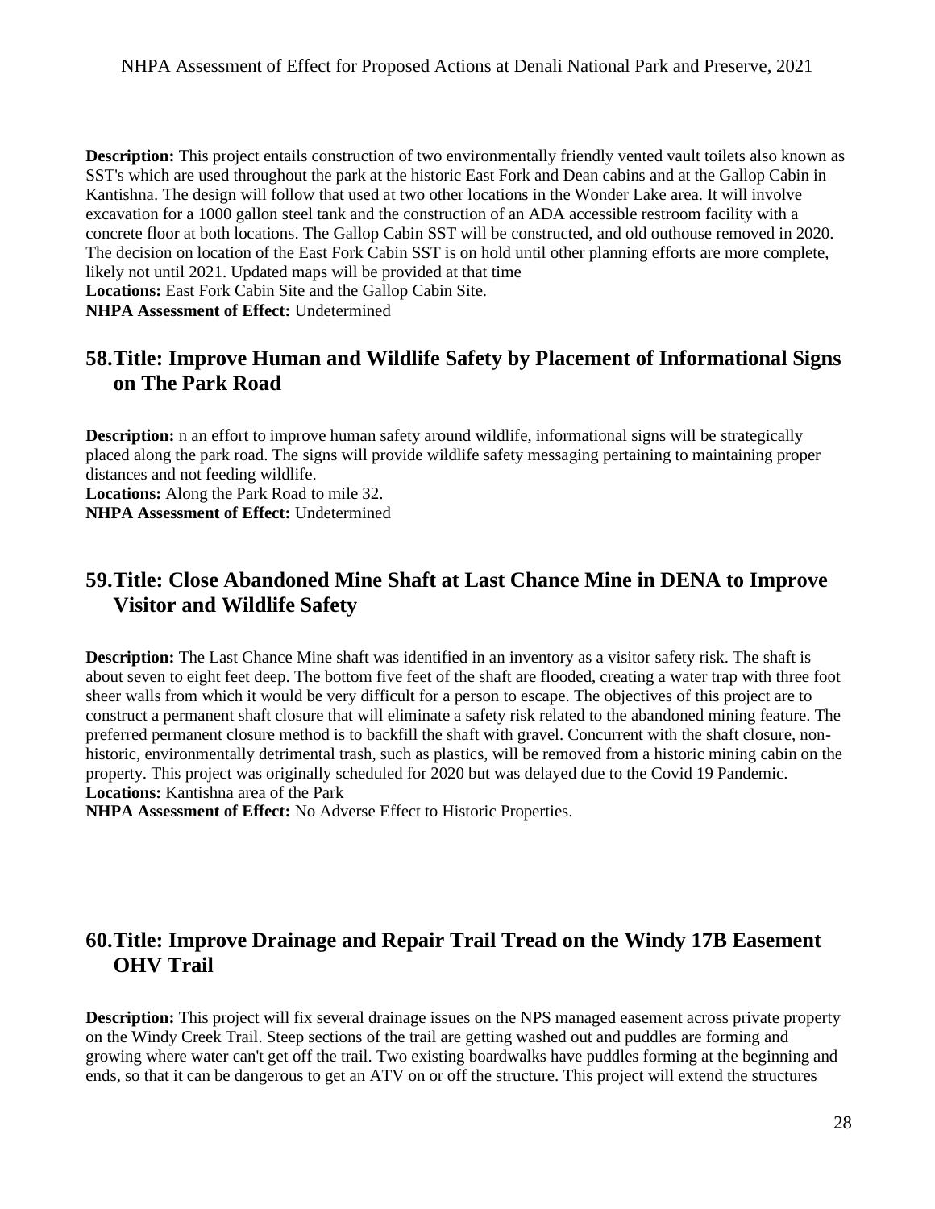**Description:** This project entails construction of two environmentally friendly vented vault toilets also known as SST's which are used throughout the park at the historic East Fork and Dean cabins and at the Gallop Cabin in Kantishna. The design will follow that used at two other locations in the Wonder Lake area. It will involve excavation for a 1000 gallon steel tank and the construction of an ADA accessible restroom facility with a concrete floor at both locations. The Gallop Cabin SST will be constructed, and old outhouse removed in 2020. The decision on location of the East Fork Cabin SST is on hold until other planning efforts are more complete, likely not until 2021. Updated maps will be provided at that time
**Locations:** East Fork Cabin Site and the Gallop Cabin Site.
**NHPA Assessment of Effect:** Undetermined

## 58. Title: Improve Human and Wildlife Safety by Placement of Informational Signs on The Park Road

**Description:** n an effort to improve human safety around wildlife, informational signs will be strategically placed along the park road. The signs will provide wildlife safety messaging pertaining to maintaining proper distances and not feeding wildlife.
**Locations:** Along the Park Road to mile 32.
**NHPA Assessment of Effect:** Undetermined

## 59. Title: Close Abandoned Mine Shaft at Last Chance Mine in DENA to Improve Visitor and Wildlife Safety

**Description:** The Last Chance Mine shaft was identified in an inventory as a visitor safety risk. The shaft is about seven to eight feet deep. The bottom five feet of the shaft are flooded, creating a water trap with three foot sheer walls from which it would be very difficult for a person to escape. The objectives of this project are to construct a permanent shaft closure that will eliminate a safety risk related to the abandoned mining feature. The preferred permanent closure method is to backfill the shaft with gravel. Concurrent with the shaft closure, non-historic, environmentally detrimental trash, such as plastics, will be removed from a historic mining cabin on the property. This project was originally scheduled for 2020 but was delayed due to the Covid 19 Pandemic.
**Locations:** Kantishna area of the Park
**NHPA Assessment of Effect:** No Adverse Effect to Historic Properties.

## 60. Title: Improve Drainage and Repair Trail Tread on the Windy 17B Easement OHV Trail

**Description:** This project will fix several drainage issues on the NPS managed easement across private property on the Windy Creek Trail. Steep sections of the trail are getting washed out and puddles are forming and growing where water can't get off the trail. Two existing boardwalks have puddles forming at the beginning and ends, so that it can be dangerous to get an ATV on or off the structure. This project will extend the structures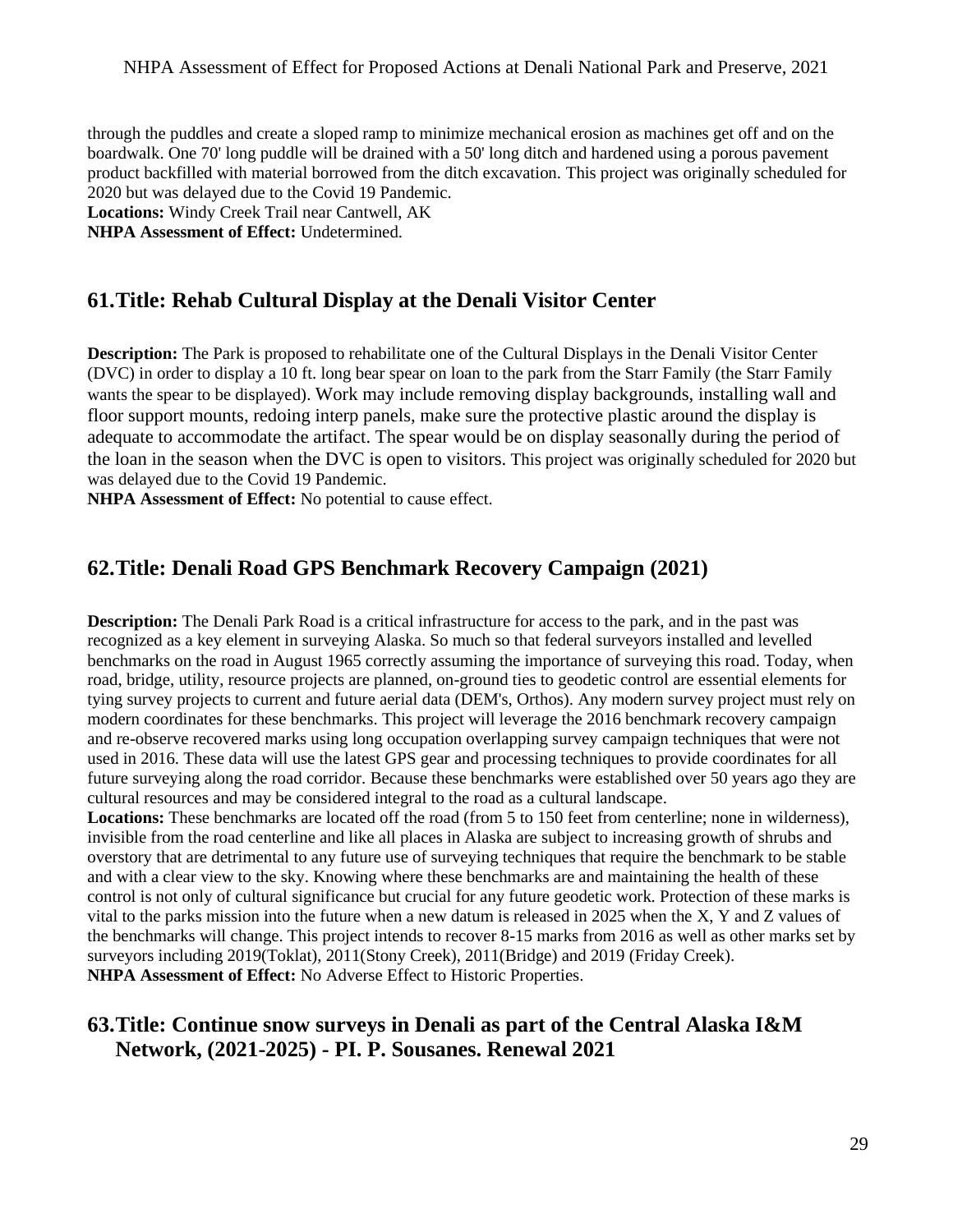through the puddles and create a sloped ramp to minimize mechanical erosion as machines get off and on the boardwalk. One 70' long puddle will be drained with a 50' long ditch and hardened using a porous pavement product backfilled with material borrowed from the ditch excavation. This project was originally scheduled for 2020 but was delayed due to the Covid 19 Pandemic.
**Locations:** Windy Creek Trail near Cantwell, AK
**NHPA Assessment of Effect:** Undetermined.

## 61. Title: Rehab Cultural Display at the Denali Visitor Center

**Description:** The Park is proposed to rehabilitate one of the Cultural Displays in the Denali Visitor Center (DVC) in order to display a 10 ft. long bear spear on loan to the park from the Starr Family (the Starr Family wants the spear to be displayed). Work may include removing display backgrounds, installing wall and floor support mounts, redoing interp panels, make sure the protective plastic around the display is adequate to accommodate the artifact. The spear would be on display seasonally during the period of the loan in the season when the DVC is open to visitors. This project was originally scheduled for 2020 but was delayed due to the Covid 19 Pandemic.
**NHPA Assessment of Effect:** No potential to cause effect.

## 62. Title: Denali Road GPS Benchmark Recovery Campaign (2021)

**Description:** The Denali Park Road is a critical infrastructure for access to the park, and in the past was recognized as a key element in surveying Alaska. So much so that federal surveyors installed and levelled benchmarks on the road in August 1965 correctly assuming the importance of surveying this road. Today, when road, bridge, utility, resource projects are planned, on-ground ties to geodetic control are essential elements for tying survey projects to current and future aerial data (DEM's, Orthos). Any modern survey project must rely on modern coordinates for these benchmarks. This project will leverage the 2016 benchmark recovery campaign and re-observe recovered marks using long occupation overlapping survey campaign techniques that were not used in 2016. These data will use the latest GPS gear and processing techniques to provide coordinates for all future surveying along the road corridor. Because these benchmarks were established over 50 years ago they are cultural resources and may be considered integral to the road as a cultural landscape.
**Locations:** These benchmarks are located off the road (from 5 to 150 feet from centerline; none in wilderness), invisible from the road centerline and like all places in Alaska are subject to increasing growth of shrubs and overstory that are detrimental to any future use of surveying techniques that require the benchmark to be stable and with a clear view to the sky. Knowing where these benchmarks are and maintaining the health of these control is not only of cultural significance but crucial for any future geodetic work. Protection of these marks is vital to the parks mission into the future when a new datum is released in 2025 when the X, Y and Z values of the benchmarks will change. This project intends to recover 8-15 marks from 2016 as well as other marks set by surveyors including 2019(Toklat), 2011(Stony Creek), 2011(Bridge) and 2019 (Friday Creek).
**NHPA Assessment of Effect:** No Adverse Effect to Historic Properties.

## 63. Title: Continue snow surveys in Denali as part of the Central Alaska I&M Network, (2021-2025) - PI. P. Sousanes. Renewal 2021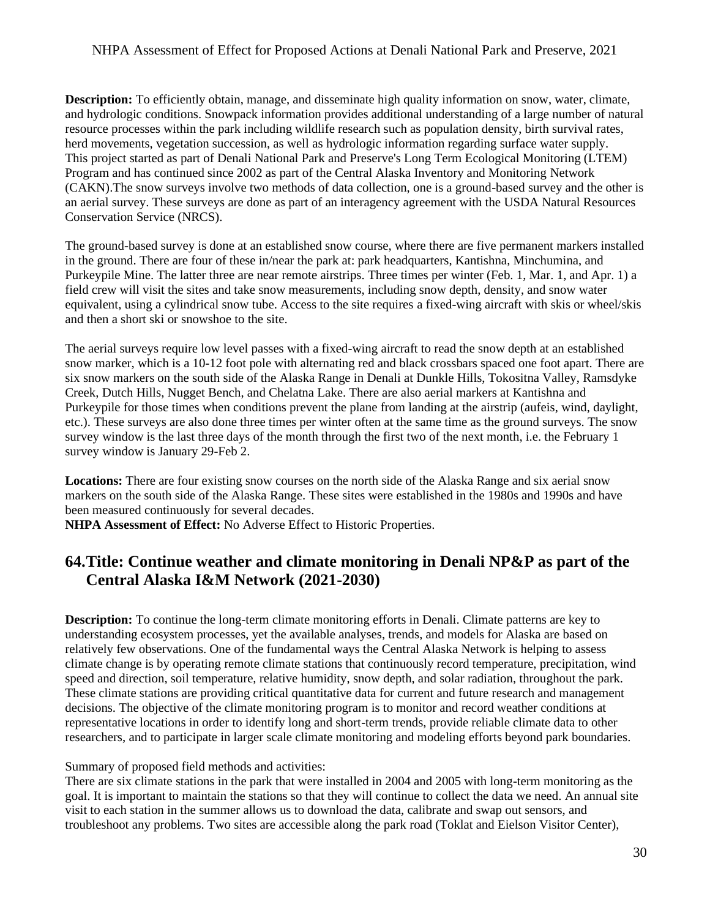**Description:** To efficiently obtain, manage, and disseminate high quality information on snow, water, climate, and hydrologic conditions. Snowpack information provides additional understanding of a large number of natural resource processes within the park including wildlife research such as population density, birth survival rates, herd movements, vegetation succession, as well as hydrologic information regarding surface water supply. This project started as part of Denali National Park and Preserve's Long Term Ecological Monitoring (LTEM) Program and has continued since 2002 as part of the Central Alaska Inventory and Monitoring Network (CAKN).The snow surveys involve two methods of data collection, one is a ground-based survey and the other is an aerial survey. These surveys are done as part of an interagency agreement with the USDA Natural Resources Conservation Service (NRCS).

The ground-based survey is done at an established snow course, where there are five permanent markers installed in the ground. There are four of these in/near the park at: park headquarters, Kantishna, Minchumina, and Purkeypile Mine. The latter three are near remote airstrips. Three times per winter (Feb. 1, Mar. 1, and Apr. 1) a field crew will visit the sites and take snow measurements, including snow depth, density, and snow water equivalent, using a cylindrical snow tube. Access to the site requires a fixed-wing aircraft with skis or wheel/skis and then a short ski or snowshoe to the site.

The aerial surveys require low level passes with a fixed-wing aircraft to read the snow depth at an established snow marker, which is a 10-12 foot pole with alternating red and black crossbars spaced one foot apart. There are six snow markers on the south side of the Alaska Range in Denali at Dunkle Hills, Tokositna Valley, Ramsdyke Creek, Dutch Hills, Nugget Bench, and Chelatna Lake. There are also aerial markers at Kantishna and Purkeypile for those times when conditions prevent the plane from landing at the airstrip (aufeis, wind, daylight, etc.). These surveys are also done three times per winter often at the same time as the ground surveys. The snow survey window is the last three days of the month through the first two of the next month, i.e. the February 1 survey window is January 29-Feb 2.

**Locations:** There are four existing snow courses on the north side of the Alaska Range and six aerial snow markers on the south side of the Alaska Range. These sites were established in the 1980s and 1990s and have been measured continuously for several decades.
**NHPA Assessment of Effect:** No Adverse Effect to Historic Properties.

## 64. Title: Continue weather and climate monitoring in Denali NP&P as part of the Central Alaska I&M Network (2021-2030)

**Description:** To continue the long-term climate monitoring efforts in Denali. Climate patterns are key to understanding ecosystem processes, yet the available analyses, trends, and models for Alaska are based on relatively few observations. One of the fundamental ways the Central Alaska Network is helping to assess climate change is by operating remote climate stations that continuously record temperature, precipitation, wind speed and direction, soil temperature, relative humidity, snow depth, and solar radiation, throughout the park. These climate stations are providing critical quantitative data for current and future research and management decisions. The objective of the climate monitoring program is to monitor and record weather conditions at representative locations in order to identify long and short-term trends, provide reliable climate data to other researchers, and to participate in larger scale climate monitoring and modeling efforts beyond park boundaries.

Summary of proposed field methods and activities:
There are six climate stations in the park that were installed in 2004 and 2005 with long-term monitoring as the goal. It is important to maintain the stations so that they will continue to collect the data we need. An annual site visit to each station in the summer allows us to download the data, calibrate and swap out sensors, and troubleshoot any problems. Two sites are accessible along the park road (Toklat and Eielson Visitor Center),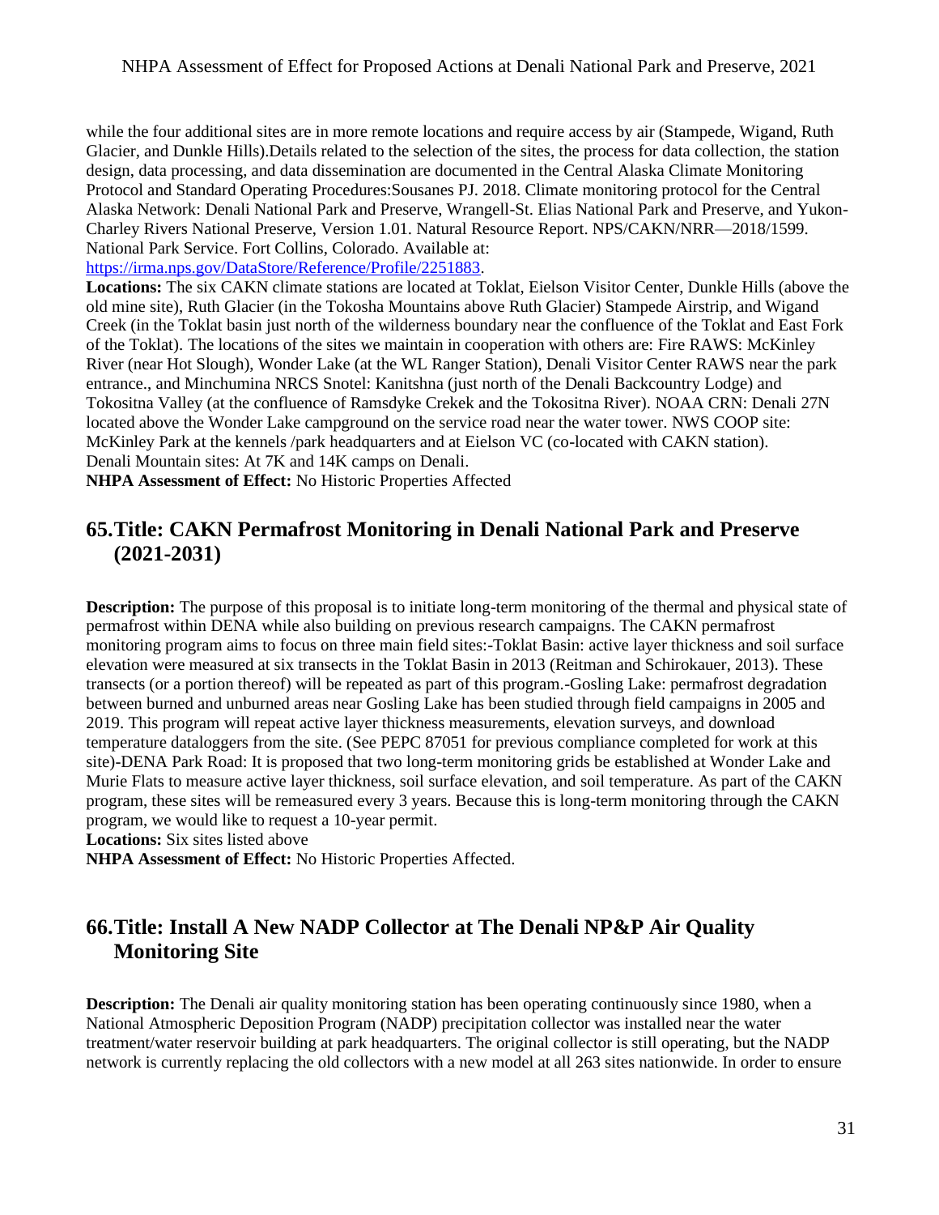while the four additional sites are in more remote locations and require access by air (Stampede, Wigand, Ruth Glacier, and Dunkle Hills).Details related to the selection of the sites, the process for data collection, the station design, data processing, and data dissemination are documented in the Central Alaska Climate Monitoring Protocol and Standard Operating Procedures:Sousanes PJ. 2018. Climate monitoring protocol for the Central Alaska Network: Denali National Park and Preserve, Wrangell-St. Elias National Park and Preserve, and Yukon-Charley Rivers National Preserve, Version 1.01. Natural Resource Report. NPS/CAKN/NRR—2018/1599. National Park Service. Fort Collins, Colorado. Available at: [https://irma.nps.gov/DataStore/Reference/Profile/2251883](https://irma.nps.gov/DataStore/Reference/Profile/2251883).

**Locations:** The six CAKN climate stations are located at Toklat, Eielson Visitor Center, Dunkle Hills (above the old mine site), Ruth Glacier (in the Tokosha Mountains above Ruth Glacier) Stampede Airstrip, and Wigand Creek (in the Toklat basin just north of the wilderness boundary near the confluence of the Toklat and East Fork of the Toklat). The locations of the sites we maintain in cooperation with others are: Fire RAWS: McKinley River (near Hot Slough), Wonder Lake (at the WL Ranger Station), Denali Visitor Center RAWS near the park entrance., and Minchumina NRCS Snotel: Kanitshna (just north of the Denali Backcountry Lodge) and Tokositna Valley (at the confluence of Ramsdyke Crekek and the Tokositna River). NOAA CRN: Denali 27N located above the Wonder Lake campground on the service road near the water tower. NWS COOP site: McKinley Park at the kennels /park headquarters and at Eielson VC (co-located with CAKN station). Denali Mountain sites: At 7K and 14K camps on Denali.

**NHPA Assessment of Effect:** No Historic Properties Affected

## 65. Title: CAKN Permafrost Monitoring in Denali National Park and Preserve (2021-2031)

**Description:** The purpose of this proposal is to initiate long-term monitoring of the thermal and physical state of permafrost within DENA while also building on previous research campaigns. The CAKN permafrost monitoring program aims to focus on three main field sites:-Toklat Basin: active layer thickness and soil surface elevation were measured at six transects in the Toklat Basin in 2013 (Reitman and Schirokauer, 2013). These transects (or a portion thereof) will be repeated as part of this program.-Gosling Lake: permafrost degradation between burned and unburned areas near Gosling Lake has been studied through field campaigns in 2005 and 2019. This program will repeat active layer thickness measurements, elevation surveys, and download temperature dataloggers from the site. (See PEPC 87051 for previous compliance completed for work at this site)-DENA Park Road: It is proposed that two long-term monitoring grids be established at Wonder Lake and Murie Flats to measure active layer thickness, soil surface elevation, and soil temperature. As part of the CAKN program, these sites will be remeasured every 3 years. Because this is long-term monitoring through the CAKN program, we would like to request a 10-year permit.

**Locations:** Six sites listed above

**NHPA Assessment of Effect:** No Historic Properties Affected.

## 66. Title: Install A New NADP Collector at The Denali NP&P Air Quality Monitoring Site

**Description:** The Denali air quality monitoring station has been operating continuously since 1980, when a National Atmospheric Deposition Program (NADP) precipitation collector was installed near the water treatment/water reservoir building at park headquarters. The original collector is still operating, but the NADP network is currently replacing the old collectors with a new model at all 263 sites nationwide. In order to ensure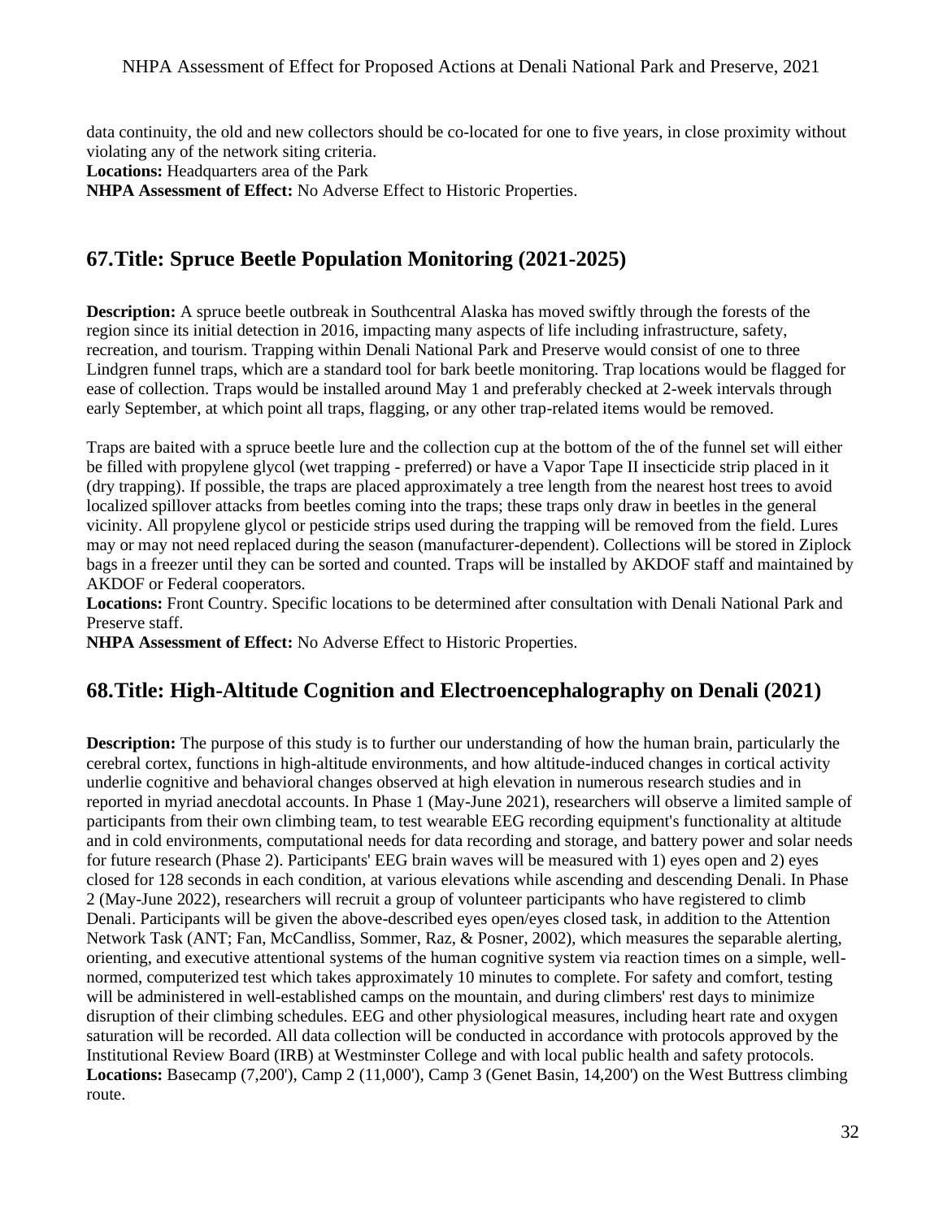data continuity, the old and new collectors should be co-located for one to five years, in close proximity without violating any of the network siting criteria.
**Locations:** Headquarters area of the Park
**NHPA Assessment of Effect:** No Adverse Effect to Historic Properties.

## 67.Title: Spruce Beetle Population Monitoring (2021-2025)

**Description:** A spruce beetle outbreak in Southcentral Alaska has moved swiftly through the forests of the region since its initial detection in 2016, impacting many aspects of life including infrastructure, safety, recreation, and tourism. Trapping within Denali National Park and Preserve would consist of one to three Lindgren funnel traps, which are a standard tool for bark beetle monitoring. Trap locations would be flagged for ease of collection. Traps would be installed around May 1 and preferably checked at 2-week intervals through early September, at which point all traps, flagging, or any other trap-related items would be removed.

Traps are baited with a spruce beetle lure and the collection cup at the bottom of the of the funnel set will either be filled with propylene glycol (wet trapping - preferred) or have a Vapor Tape II insecticide strip placed in it (dry trapping). If possible, the traps are placed approximately a tree length from the nearest host trees to avoid localized spillover attacks from beetles coming into the traps; these traps only draw in beetles in the general vicinity. All propylene glycol or pesticide strips used during the trapping will be removed from the field. Lures may or may not need replaced during the season (manufacturer-dependent). Collections will be stored in Ziplock bags in a freezer until they can be sorted and counted. Traps will be installed by AKDOF staff and maintained by AKDOF or Federal cooperators.
**Locations:** Front Country. Specific locations to be determined after consultation with Denali National Park and Preserve staff.
**NHPA Assessment of Effect:** No Adverse Effect to Historic Properties.

## 68.Title: High-Altitude Cognition and Electroencephalography on Denali (2021)

**Description:** The purpose of this study is to further our understanding of how the human brain, particularly the cerebral cortex, functions in high-altitude environments, and how altitude-induced changes in cortical activity underlie cognitive and behavioral changes observed at high elevation in numerous research studies and in reported in myriad anecdotal accounts. In Phase 1 (May-June 2021), researchers will observe a limited sample of participants from their own climbing team, to test wearable EEG recording equipment's functionality at altitude and in cold environments, computational needs for data recording and storage, and battery power and solar needs for future research (Phase 2). Participants' EEG brain waves will be measured with 1) eyes open and 2) eyes closed for 128 seconds in each condition, at various elevations while ascending and descending Denali. In Phase 2 (May-June 2022), researchers will recruit a group of volunteer participants who have registered to climb Denali. Participants will be given the above-described eyes open/eyes closed task, in addition to the Attention Network Task (ANT; Fan, McCandliss, Sommer, Raz, & Posner, 2002), which measures the separable alerting, orienting, and executive attentional systems of the human cognitive system via reaction times on a simple, well-normed, computerized test which takes approximately 10 minutes to complete. For safety and comfort, testing will be administered in well-established camps on the mountain, and during climbers' rest days to minimize disruption of their climbing schedules. EEG and other physiological measures, including heart rate and oxygen saturation will be recorded. All data collection will be conducted in accordance with protocols approved by the Institutional Review Board (IRB) at Westminster College and with local public health and safety protocols.
**Locations:** Basecamp (7,200'), Camp 2 (11,000'), Camp 3 (Genet Basin, 14,200') on the West Buttress climbing route.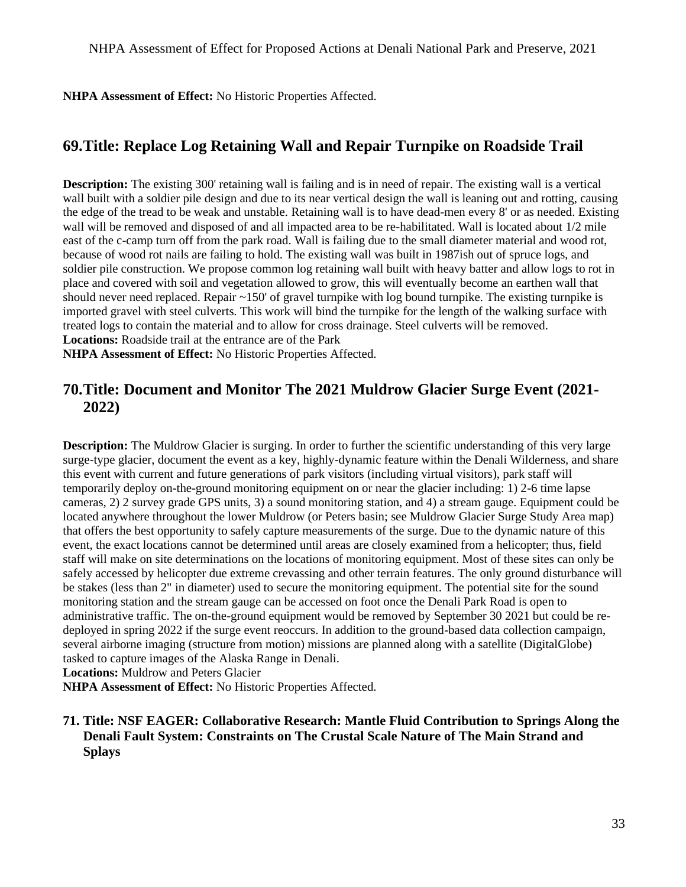**NHPA Assessment of Effect:** No Historic Properties Affected.

## 69. Title: Replace Log Retaining Wall and Repair Turnpike on Roadside Trail

**Description:** The existing 300' retaining wall is failing and is in need of repair. The existing wall is a vertical wall built with a soldier pile design and due to its near vertical design the wall is leaning out and rotting, causing the edge of the tread to be weak and unstable. Retaining wall is to have dead-men every 8' or as needed. Existing wall will be removed and disposed of and all impacted area to be re-habilitated. Wall is located about 1/2 mile east of the c-camp turn off from the park road. Wall is failing due to the small diameter material and wood rot, because of wood rot nails are failing to hold. The existing wall was built in 1987ish out of spruce logs, and soldier pile construction. We propose common log retaining wall built with heavy batter and allow logs to rot in place and covered with soil and vegetation allowed to grow, this will eventually become an earthen wall that should never need replaced. Repair ~150' of gravel turnpike with log bound turnpike. The existing turnpike is imported gravel with steel culverts. This work will bind the turnpike for the length of the walking surface with treated logs to contain the material and to allow for cross drainage. Steel culverts will be removed.
**Locations:** Roadside trail at the entrance are of the Park
**NHPA Assessment of Effect:** No Historic Properties Affected.

## 70. Title: Document and Monitor The 2021 Muldrow Glacier Surge Event (2021-2022)

**Description:** The Muldrow Glacier is surging. In order to further the scientific understanding of this very large surge-type glacier, document the event as a key, highly-dynamic feature within the Denali Wilderness, and share this event with current and future generations of park visitors (including virtual visitors), park staff will temporarily deploy on-the-ground monitoring equipment on or near the glacier including: 1) 2-6 time lapse cameras, 2) 2 survey grade GPS units, 3) a sound monitoring station, and 4) a stream gauge. Equipment could be located anywhere throughout the lower Muldrow (or Peters basin; see Muldrow Glacier Surge Study Area map) that offers the best opportunity to safely capture measurements of the surge. Due to the dynamic nature of this event, the exact locations cannot be determined until areas are closely examined from a helicopter; thus, field staff will make on site determinations on the locations of monitoring equipment. Most of these sites can only be safely accessed by helicopter due extreme crevassing and other terrain features. The only ground disturbance will be stakes (less than 2" in diameter) used to secure the monitoring equipment. The potential site for the sound monitoring station and the stream gauge can be accessed on foot once the Denali Park Road is open to administrative traffic. The on-the-ground equipment would be removed by September 30 2021 but could be re-deployed in spring 2022 if the surge event reoccurs. In addition to the ground-based data collection campaign, several airborne imaging (structure from motion) missions are planned along with a satellite (DigitalGlobe) tasked to capture images of the Alaska Range in Denali.
**Locations:** Muldrow and Peters Glacier
**NHPA Assessment of Effect:** No Historic Properties Affected.

### 71. Title: NSF EAGER: Collaborative Research: Mantle Fluid Contribution to Springs Along the Denali Fault System: Constraints on The Crustal Scale Nature of The Main Strand and Splays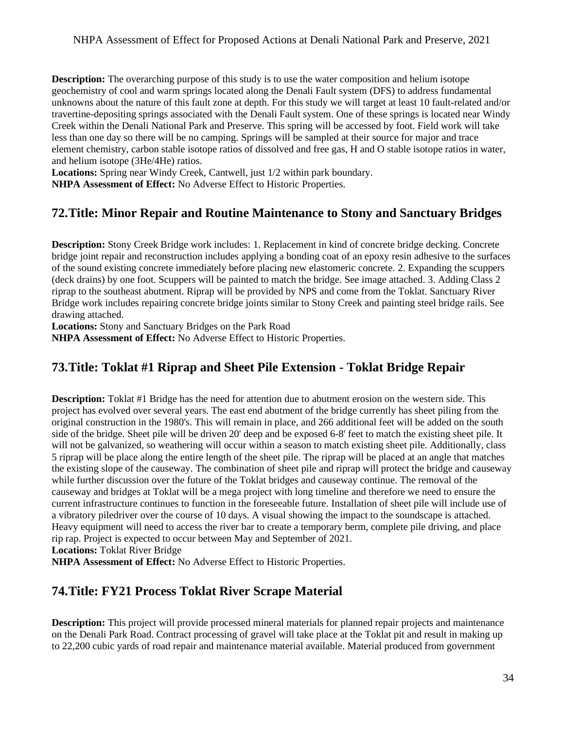**Description:** The overarching purpose of this study is to use the water composition and helium isotope geochemistry of cool and warm springs located along the Denali Fault system (DFS) to address fundamental unknowns about the nature of this fault zone at depth. For this study we will target at least 10 fault-related and/or travertine-depositing springs associated with the Denali Fault system. One of these springs is located near Windy Creek within the Denali National Park and Preserve. This spring will be accessed by foot. Field work will take less than one day so there will be no camping. Springs will be sampled at their source for major and trace element chemistry, carbon stable isotope ratios of dissolved and free gas, H and O stable isotope ratios in water, and helium isotope ($^3He/^4He$) ratios.
**Locations:** Spring near Windy Creek, Cantwell, just 1/2 within park boundary.
**NHPA Assessment of Effect:** No Adverse Effect to Historic Properties.

## 72. Title: Minor Repair and Routine Maintenance to Stony and Sanctuary Bridges

**Description:** Stony Creek Bridge work includes: 1. Replacement in kind of concrete bridge decking. Concrete bridge joint repair and reconstruction includes applying a bonding coat of an epoxy resin adhesive to the surfaces of the sound existing concrete immediately before placing new elastomeric concrete. 2. Expanding the scuppers (deck drains) by one foot. Scuppers will be painted to match the bridge. See image attached. 3. Adding Class 2 riprap to the southeast abutment. Riprap will be provided by NPS and come from the Toklat. Sanctuary River Bridge work includes repairing concrete bridge joints similar to Stony Creek and painting steel bridge rails. See drawing attached.
**Locations:** Stony and Sanctuary Bridges on the Park Road
**NHPA Assessment of Effect:** No Adverse Effect to Historic Properties.

## 73. Title: Toklat #1 Riprap and Sheet Pile Extension - Toklat Bridge Repair

**Description:** Toklat #1 Bridge has the need for attention due to abutment erosion on the western side. This project has evolved over several years. The east end abutment of the bridge currently has sheet piling from the original construction in the 1980's. This will remain in place, and 266 additional feet will be added on the south side of the bridge. Sheet pile will be driven 20' deep and be exposed 6-8' feet to match the existing sheet pile. It will not be galvanized, so weathering will occur within a season to match existing sheet pile. Additionally, class 5 riprap will be place along the entire length of the sheet pile. The riprap will be placed at an angle that matches the existing slope of the causeway. The combination of sheet pile and riprap will protect the bridge and causeway while further discussion over the future of the Toklat bridges and causeway continue. The removal of the causeway and bridges at Toklat will be a mega project with long timeline and therefore we need to ensure the current infrastructure continues to function in the foreseeable future. Installation of sheet pile will include use of a vibratory piledriver over the course of 10 days. A visual showing the impact to the soundscape is attached. Heavy equipment will need to access the river bar to create a temporary berm, complete pile driving, and place rip rap. Project is expected to occur between May and September of 2021.
**Locations:** Toklat River Bridge
**NHPA Assessment of Effect:** No Adverse Effect to Historic Properties.

## 74. Title: FY21 Process Toklat River Scrape Material

**Description:** This project will provide processed mineral materials for planned repair projects and maintenance on the Denali Park Road. Contract processing of gravel will take place at the Toklat pit and result in making up to 22,200 cubic yards of road repair and maintenance material available. Material produced from government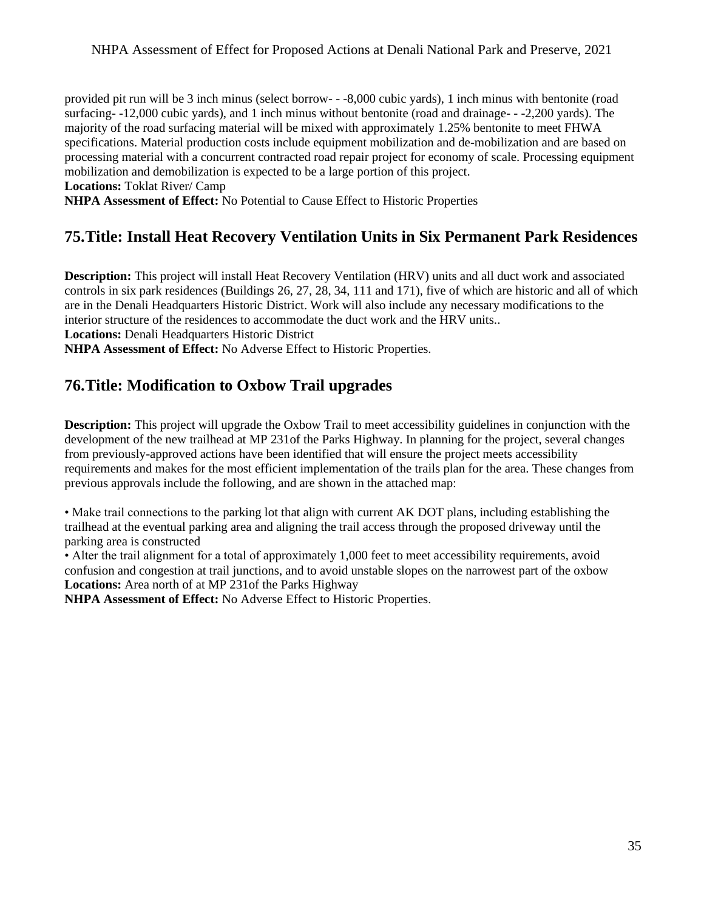provided pit run will be 3 inch minus (select borrow- - -8,000 cubic yards), 1 inch minus with bentonite (road surfacing- -12,000 cubic yards), and 1 inch minus without bentonite (road and drainage- - -2,200 yards). The majority of the road surfacing material will be mixed with approximately 1.25% bentonite to meet FHWA specifications. Material production costs include equipment mobilization and de-mobilization and are based on processing material with a concurrent contracted road repair project for economy of scale. Processing equipment mobilization and demobilization is expected to be a large portion of this project.

**Locations:** Toklat River/ Camp

**NHPA Assessment of Effect:** No Potential to Cause Effect to Historic Properties

## 75. Title: Install Heat Recovery Ventilation Units in Six Permanent Park Residences

**Description:** This project will install Heat Recovery Ventilation (HRV) units and all duct work and associated controls in six park residences (Buildings 26, 27, 28, 34, 111 and 171), five of which are historic and all of which are in the Denali Headquarters Historic District. Work will also include any necessary modifications to the interior structure of the residences to accommodate the duct work and the HRV units..

**Locations:** Denali Headquarters Historic District

**NHPA Assessment of Effect:** No Adverse Effect to Historic Properties.

## 76. Title: Modification to Oxbow Trail upgrades

**Description:** This project will upgrade the Oxbow Trail to meet accessibility guidelines in conjunction with the development of the new trailhead at MP 231of the Parks Highway. In planning for the project, several changes from previously-approved actions have been identified that will ensure the project meets accessibility requirements and makes for the most efficient implementation of the trails plan for the area. These changes from previous approvals include the following, and are shown in the attached map:

- Make trail connections to the parking lot that align with current AK DOT plans, including establishing the trailhead at the eventual parking area and aligning the trail access through the proposed driveway until the parking area is constructed
- Alter the trail alignment for a total of approximately 1,000 feet to meet accessibility requirements, avoid confusion and congestion at trail junctions, and to avoid unstable slopes on the narrowest part of the oxbow

**Locations:** Area north of at MP 231of the Parks Highway

**NHPA Assessment of Effect:** No Adverse Effect to Historic Properties.